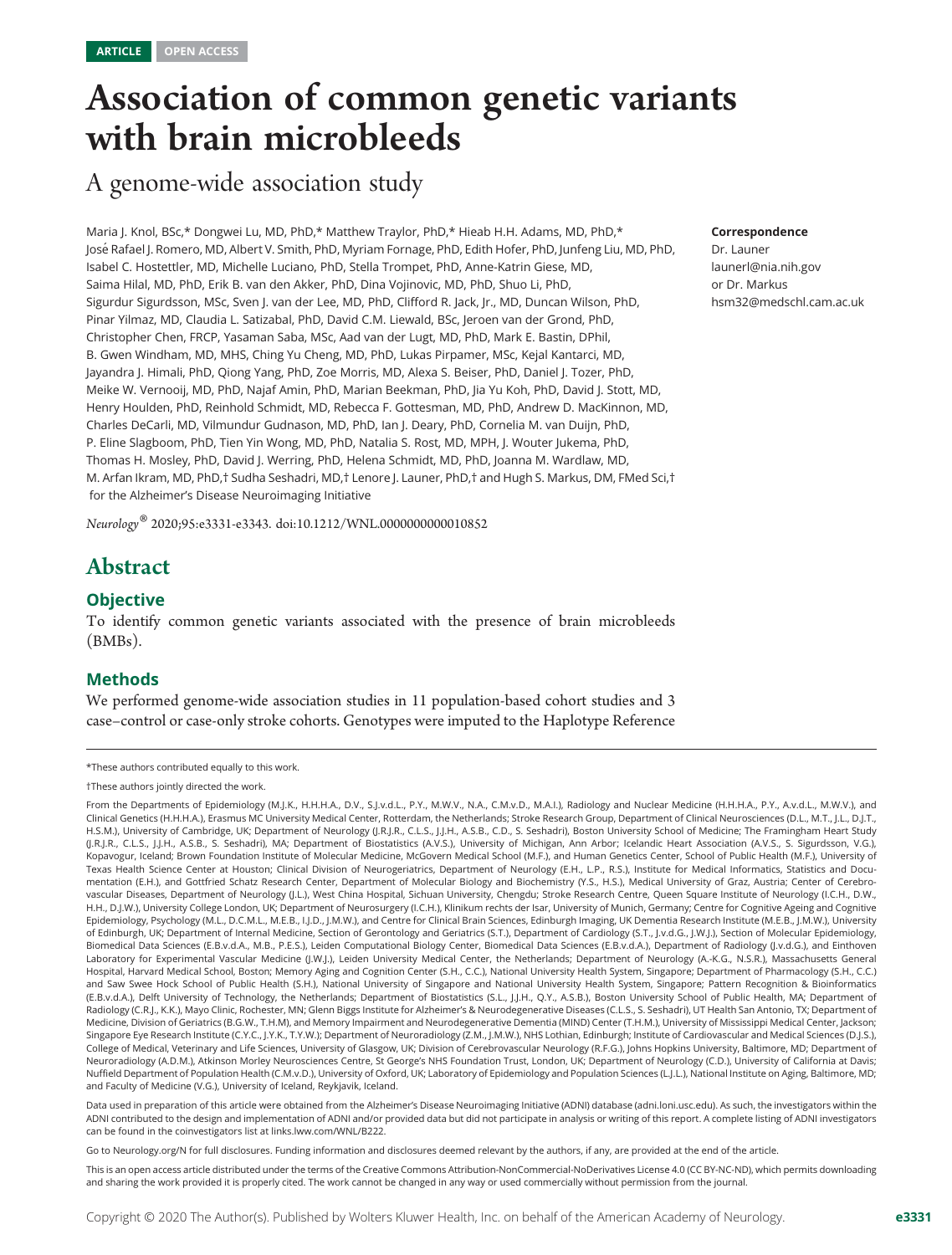ARTICLE OPEN ACCESS

# Association of common genetic variants with brain microbleeds

## A genome-wide association study

Maria J. Knol, BSc,* Dongwei Lu, MD, PhD,* Matthew Traylor, PhD,* Hieab H.H. Adams, MD, PhD,* José Rafael J. Romero, MD, Albert V. Smith, PhD, Myriam Fornage, PhD, Edith Hofer, PhD, Junfeng Liu, MD, PhD, Isabel C. Hostettler, MD, Michelle Luciano, PhD, Stella Trompet, PhD, Anne-Katrin Giese, MD, Saima Hilal, MD, PhD, Erik B. van den Akker, PhD, Dina Vojinovic, MD, PhD, Shuo Li, PhD, Sigurdur Sigurdsson, MSc, Sven J. van der Lee, MD, PhD, Clifford R. Jack, Jr., MD, Duncan Wilson, PhD, Pinar Yilmaz, MD, Claudia L. Satizabal, PhD, David C.M. Liewald, BSc, Jeroen van der Grond, PhD, Christopher Chen, FRCP, Yasaman Saba, MSc, Aad van der Lugt, MD, PhD, Mark E. Bastin, DPhil, B. Gwen Windham, MD, MHS, Ching Yu Cheng, MD, PhD, Lukas Pirpamer, MSc, Kejal Kantarci, MD, Jayandra J. Himali, PhD, Qiong Yang, PhD, Zoe Morris, MD, Alexa S. Beiser, PhD, Daniel J. Tozer, PhD, Meike W. Vernooij, MD, PhD, Najaf Amin, PhD, Marian Beekman, PhD, Jia Yu Koh, PhD, David J. Stott, MD, Henry Houlden, PhD, Reinhold Schmidt, MD, Rebecca F. Gottesman, MD, PhD, Andrew D. MacKinnon, MD, Charles DeCarli, MD, Vilmundur Gudnason, MD, PhD, Ian J. Deary, PhD, Cornelia M. van Duijn, PhD, P. Eline Slagboom, PhD, Tien Yin Wong, MD, PhD, Natalia S. Rost, MD, MPH, J. Wouter Jukema, PhD, Thomas H. Mosley, PhD, David J. Werring, PhD, Helena Schmidt, MD, PhD, Joanna M. Wardlaw, MD, M. Arfan Ikram, MD, PhD,† Sudha Seshadri, MD,† Lenore J. Launer, PhD,† and Hugh S. Markus, DM, FMed Sci,† for the Alzheimer's Disease Neuroimaging Initiative

*Neurology*® 2020;95:e3331-e3343. doi:10.1212/WNL.0000000000010852

**Correspondence**

Dr. Launer
launerl@nia.nih.gov
or Dr. Markus
hsm32@medschl.cam.ac.uk

## Abstract

### Objective

To identify common genetic variants associated with the presence of brain microbleeds (BMBs).

### Methods

We performed genome-wide association studies in 11 population-based cohort studies and 3 case–control or case-only stroke cohorts. Genotypes were imputed to the Haplotype Reference

*These authors contributed equally to this work.

†These authors jointly directed the work.

From the Departments of Epidemiology (M.J.K., H.H.H.A., D.V., S.J.v.d.L., P.Y., M.W.V., N.A., C.M.v.D., M.A.I.), Radiology and Nuclear Medicine (H.H.H.A., P.Y., A.v.d.L., M.W.V.), and Clinical Genetics (H.H.H.A.), Erasmus MC University Medical Center, Rotterdam, the Netherlands; Stroke Research Group, Department of Clinical Neurosciences (D.L., M.T., J.L., D.J.T., H.S.M.), University of Cambridge, UK; Department of Neurology (J.R.J.R., C.L.S., J.J.H., A.S.B., C.D., S. Seshadri), Boston University School of Medicine; The Framingham Heart Study (J.R.J.R., C.L.S., J.J.H., A.S.B., S. Seshadri), MA; Department of Biostatistics (A.V.S.), University of Michigan, Ann Arbor; Icelandic Heart Association (A.V.S., S. Sigurdsson, V.G.), Kopavogur, Iceland; Brown Foundation Institute of Molecular Medicine, McGovern Medical School (M.F.), and Human Genetics Center, School of Public Health (M.F.), University of Texas Health Science Center at Houston; Clinical Division of Neurogeriatrics, Department of Neurology (E.H., L.P., R.S.), Institute for Medical Informatics, Statistics and Documentation (E.H.), and Gottfried Schatz Research Center, Department of Molecular Biology and Biochemistry (Y.S., H.S.), Medical University of Graz, Austria; Center of Cerebrovascular Diseases, Department of Neurology (J.L.), West China Hospital, Sichuan University, Chengdu; Stroke Research Centre, Queen Square Institute of Neurology (I.C.H., D.W., H.H., D.J.W.), University College London, UK; Department of Neurosurgery (I.C.H.), Klinikum rechts der Isar, University of Munich, Germany; Centre for Cognitive Ageing and Cognitive Epidemiology, Psychology (M.L., D.C.M.L., M.E.B., I.J.D., J.M.W.), and Centre for Clinical Brain Sciences, Edinburgh Imaging, UK Dementia Research Institute (M.E.B., J.M.W.), University of Edinburgh, UK; Department of Internal Medicine, Section of Gerontology and Geriatrics (S.T.), Department of Cardiology (S.T., J.v.d.G., J.W.J.), Section of Molecular Epidemiology, Biomedical Data Sciences (E.B.v.d.A., M.B., P.E.S.), Leiden Computational Biology Center, Biomedical Data Sciences (E.B.v.d.A.), Department of Radiology (J.v.d.G.), and Einthoven Laboratory for Experimental Vascular Medicine (J.W.J.), Leiden University Medical Center, the Netherlands; Department of Neurology (A.-K.G., N.S.R.), Massachusetts General Hospital, Harvard Medical School, Boston; Memory Aging and Cognition Center (S.H., C.C.), National University Health System, Singapore; Department of Pharmacology (S.H., C.C.) and Saw Swee Hock School of Public Health (S.H.), National University of Singapore and National University Health System, Singapore; Pattern Recognition & Bioinformatics (E.B.v.d.A.), Delft University of Technology, the Netherlands; Department of Biostatistics (S.L., J.J.H., Q.Y., A.S.B.), Boston University School of Public Health, MA; Department of Radiology (C.R.J., K.K.), Mayo Clinic, Rochester, MN; Glenn Biggs Institute for Alzheimer's & Neurodegenerative Diseases (C.L.S., S. Seshadri), UT Health San Antonio, TX; Department of Medicine, Division of Geriatrics (B.G.W., T.H.M), and Memory Impairment and Neurodegenerative Dementia (MIND) Center (T.H.M.), University of Mississippi Medical Center, Jackson; Singapore Eye Research Institute (C.Y.C., J.Y.K., T.Y.W.); Department of Neuroradiology (Z.M., J.M.W.), NHS Lothian, Edinburgh; Institute of Cardiovascular and Medical Sciences (D.J.S.), College of Medical, Veterinary and Life Sciences, University of Glasgow, UK; Division of Cerebrovascular Neurology (R.F.G.), Johns Hopkins University, Baltimore, MD; Department of Neuroradiology (A.D.M.), Atkinson Morley Neurosciences Centre, St George's NHS Foundation Trust, London, UK; Department of Neurology (C.D.), University of California at Davis; Nuffield Department of Population Health (C.M.v.D.), University of Oxford, UK; Laboratory of Epidemiology and Population Sciences (L.J.L.), National Institute on Aging, Baltimore, MD; and Faculty of Medicine (V.G.), University of Iceland, Reykjavik, Iceland.

Data used in preparation of this article were obtained from the Alzheimer's Disease Neuroimaging Initiative (ADNI) database (adni.loni.usc.edu). As such, the investigators within the ADNI contributed to the design and implementation of ADNI and/or provided data but did not participate in analysis or writing of this report. A complete listing of ADNI investigators can be found in the coinvestigators list at links.lww.com/WNL/B222.

Go to Neurology.org/N for full disclosures. Funding information and disclosures deemed relevant by the authors, if any, are provided at the end of the article.

This is an open access article distributed under the terms of the Creative Commons Attribution-NonCommercial-NoDerivatives License 4.0 (CC BY-NC-ND), which permits downloading and sharing the work provided it is properly cited. The work cannot be changed in any way or used commercially without permission from the journal.

Copyright © 2020 The Author(s). Published by Wolters Kluwer Health, Inc. on behalf of the American Academy of Neurology.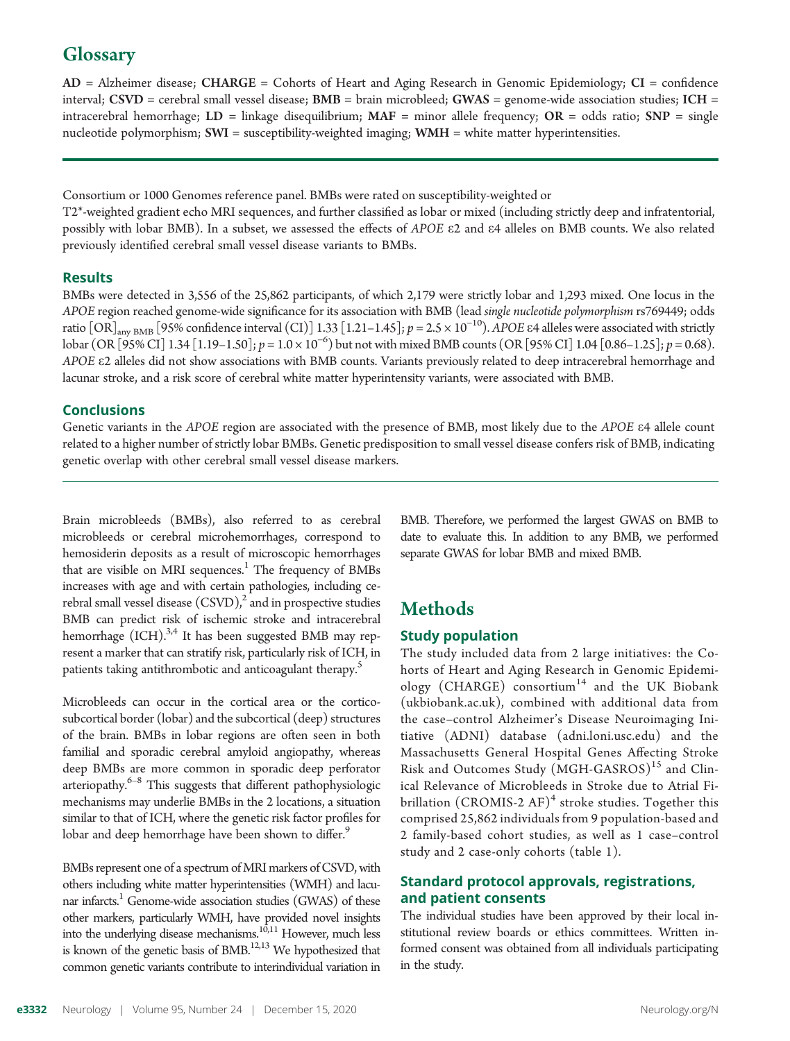# Glossary

**AD** = Alzheimer disease; **CHARGE** = Cohorts of Heart and Aging Research in Genomic Epidemiology; **CI** = confidence interval; **CSVD** = cerebral small vessel disease; **BMB** = brain microbleed; **GWAS** = genome-wide association studies; **ICH** = intracerebral hemorrhage; **LD** = linkage disequilibrium; **MAF** = minor allele frequency; **OR** = odds ratio; **SNP** = single nucleotide polymorphism; **SWI** = susceptibility-weighted imaging; **WMH** = white matter hyperintensities.

Consortium or 1000 Genomes reference panel. BMBs were rated on susceptibility-weighted or T2*-weighted gradient echo MRI sequences, and further classified as lobar or mixed (including strictly deep and infratentorial, possibly with lobar BMB). In a subset, we assessed the effects of *APOE* ε2 and ε4 alleles on BMB counts. We also related previously identified cerebral small vessel disease variants to BMBs.

## Results

BMBs were detected in 3,556 of the 25,862 participants, of which 2,179 were strictly lobar and 1,293 mixed. One locus in the *APOE* region reached genome-wide significance for its association with BMB (lead *single nucleotide polymorphism* rs769449; odds ratio $[OR]_{any\ BMB}$ [95% confidence interval (CI)] 1.33 [1.21–1.45]; $p = 2.5 \times 10^{-10}$). *APOE* ε4 alleles were associated with strictly lobar (OR [95% CI] 1.34 [1.19–1.50]; $p = 1.0 \times 10^{-6}$) but not with mixed BMB counts (OR [95% CI] 1.04 [0.86–1.25]; $p = 0.68$). *APOE* ε2 alleles did not show associations with BMB counts. Variants previously related to deep intracerebral hemorrhage and lacunar stroke, and a risk score of cerebral white matter hyperintensity variants, were associated with BMB.

## Conclusions

Genetic variants in the *APOE* region are associated with the presence of BMB, most likely due to the *APOE* ε4 allele count related to a higher number of strictly lobar BMBs. Genetic predisposition to small vessel disease confers risk of BMB, indicating genetic overlap with other cerebral small vessel disease markers.

Brain microbleeds (BMBs), also referred to as cerebral microbleeds or cerebral microhemorrhages, correspond to hemosiderin deposits as a result of microscopic hemorrhages that are visible on MRI sequences.[1] The frequency of BMBs increases with age and with certain pathologies, including cerebral small vessel disease (CSVD),[2] and in prospective studies BMB can predict risk of ischemic stroke and intracerebral hemorrhage (ICH).[3,4] It has been suggested BMB may represent a marker that can stratify risk, particularly risk of ICH, in patients taking antithrombotic and anticoagulant therapy.[5]

Microbleeds can occur in the cortical area or the corticosubcortical border (lobar) and the subcortical (deep) structures of the brain. BMBs in lobar regions are often seen in both familial and sporadic cerebral amyloid angiopathy, whereas deep BMBs are more common in sporadic deep perforator arteriopathy.[6–8] This suggests that different pathophysiologic mechanisms may underlie BMBs in the 2 locations, a situation similar to that of ICH, where the genetic risk factor profiles for lobar and deep hemorrhage have been shown to differ.[9]

BMBs represent one of a spectrum of MRI markers of CSVD, with others including white matter hyperintensities (WMH) and lacunar infarcts.[1] Genome-wide association studies (GWAS) of these other markers, particularly WMH, have provided novel insights into the underlying disease mechanisms.[10,11] However, much less is known of the genetic basis of BMB.[12,13] We hypothesized that common genetic variants contribute to interindividual variation in BMB. Therefore, we performed the largest GWAS on BMB to date to evaluate this. In addition to any BMB, we performed separate GWAS for lobar BMB and mixed BMB.

# Methods

## Study population

The study included data from 2 large initiatives: the Cohorts of Heart and Aging Research in Genomic Epidemiology (CHARGE) consortium[14] and the UK Biobank (ukbiobank.ac.uk), combined with additional data from the case–control Alzheimer's Disease Neuroimaging Initiative (ADNI) database (adni.loni.usc.edu) and the Massachusetts General Hospital Genes Affecting Stroke Risk and Outcomes Study (MGH-GASROS)[15] and Clinical Relevance of Microbleeds in Stroke due to Atrial Fibrillation (CROMIS-2 AF)[4] stroke studies. Together this comprised 25,862 individuals from 9 population-based and 2 family-based cohort studies, as well as 1 case–control study and 2 case-only cohorts (table 1).

## Standard protocol approvals, registrations, and patient consents

The individual studies have been approved by their local institutional review boards or ethics committees. Written informed consent was obtained from all individuals participating in the study.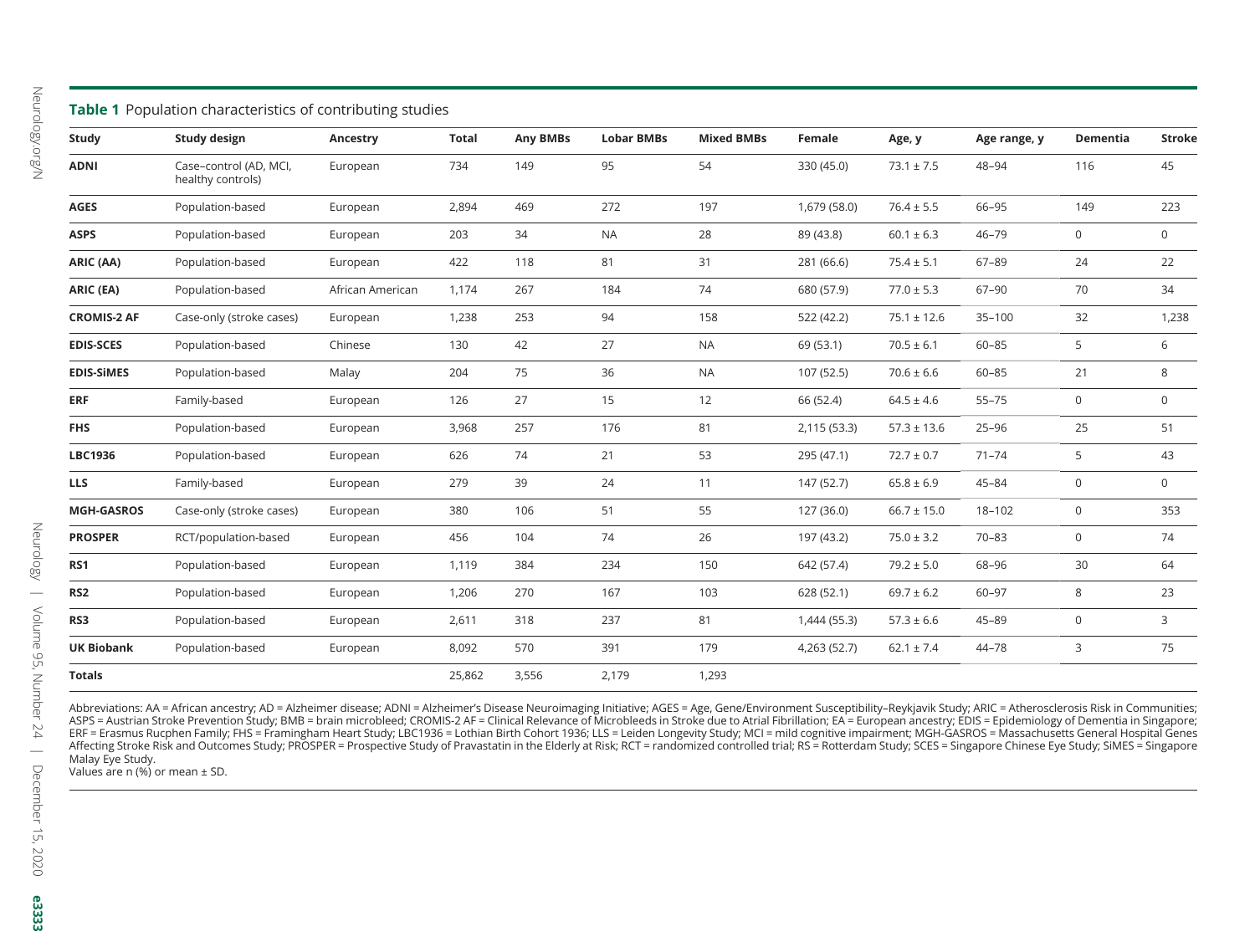**Table 1** Population characteristics of contributing studies

| Study | Study design | Ancestry | Total | Any BMBs | Lobar BMBs | Mixed BMBs | Female | Age, y | Age range, y | Dementia | Stroke |
|---|---|---|---|---|---|---|---|---|---|---|---|
| **ADNI** | Case–control (AD, MCI, healthy controls) | European | 734 | 149 | 95 | 54 | 330 (45.0) | 73.1 ± 7.5 | 48–94 | 116 | 45 |
| **AGES** | Population-based | European | 2,894 | 469 | 272 | 197 | 1,679 (58.0) | 76.4 ± 5.5 | 66–95 | 149 | 223 |
| **ASPS** | Population-based | European | 203 | 34 | NA | 28 | 89 (43.8) | 60.1 ± 6.3 | 46–79 | 0 | 0 |
| **ARIC (AA)** | Population-based | European | 422 | 118 | 81 | 31 | 281 (66.6) | 75.4 ± 5.1 | 67–89 | 24 | 22 |
| **ARIC (EA)** | Population-based | African American | 1,174 | 267 | 184 | 74 | 680 (57.9) | 77.0 ± 5.3 | 67–90 | 70 | 34 |
| **CROMIS-2 AF** | Case-only (stroke cases) | European | 1,238 | 253 | 94 | 158 | 522 (42.2) | 75.1 ± 12.6 | 35–100 | 32 | 1,238 |
| **EDIS-SCES** | Population-based | Chinese | 130 | 42 | 27 | NA | 69 (53.1) | 70.5 ± 6.1 | 60–85 | 5 | 6 |
| **EDIS-SiMES** | Population-based | Malay | 204 | 75 | 36 | NA | 107 (52.5) | 70.6 ± 6.6 | 60–85 | 21 | 8 |
| **ERF** | Family-based | European | 126 | 27 | 15 | 12 | 66 (52.4) | 64.5 ± 4.6 | 55–75 | 0 | 0 |
| **FHS** | Population-based | European | 3,968 | 257 | 176 | 81 | 2,115 (53.3) | 57.3 ± 13.6 | 25–96 | 25 | 51 |
| **LBC1936** | Population-based | European | 626 | 74 | 21 | 53 | 295 (47.1) | 72.7 ± 0.7 | 71–74 | 5 | 43 |
| **LLS** | Family-based | European | 279 | 39 | 24 | 11 | 147 (52.7) | 65.8 ± 6.9 | 45–84 | 0 | 0 |
| **MGH-GASROS** | Case-only (stroke cases) | European | 380 | 106 | 51 | 55 | 127 (36.0) | 66.7 ± 15.0 | 18–102 | 0 | 353 |
| **PROSPER** | RCT/population-based | European | 456 | 104 | 74 | 26 | 197 (43.2) | 75.0 ± 3.2 | 70–83 | 0 | 74 |
| **RS1** | Population-based | European | 1,119 | 384 | 234 | 150 | 642 (57.4) | 79.2 ± 5.0 | 68–96 | 30 | 64 |
| **RS2** | Population-based | European | 1,206 | 270 | 167 | 103 | 628 (52.1) | 69.7 ± 6.2 | 60–97 | 8 | 23 |
| **RS3** | Population-based | European | 2,611 | 318 | 237 | 81 | 1,444 (55.3) | 57.3 ± 6.6 | 45–89 | 0 | 3 |
| **UK Biobank** | Population-based | European | 8,092 | 570 | 391 | 179 | 4,263 (52.7) | 62.1 ± 7.4 | 44–78 | 3 | 75 |
| **Totals** | | | 25,862 | 3,556 | 2,179 | 1,293 | | | | | |

Abbreviations: AA = African ancestry; AD = Alzheimer disease; ADNI = Alzheimer's Disease Neuroimaging Initiative; AGES = Age, Gene/Environment Susceptibility–Reykjavik Study; ARIC = Atherosclerosis Risk in Communities; ASPS = Austrian Stroke Prevention Study; BMB = brain microbleed; CROMIS-2 AF = Clinical Relevance of Microbleeds in Stroke due to Atrial Fibrillation; EA = European ancestry; EDIS = Epidemiology of Dementia in Singapore; ERF = Erasmus Rucphen Family; FHS = Framingham Heart Study; LBC1936 = Lothian Birth Cohort 1936; LLS = Leiden Longevity Study; MCI = mild cognitive impairment; MGH-GASROS = Massachusetts General Hospital Genes Affecting Stroke Risk and Outcomes Study; PROSPER = Prospective Study of Pravastatin in the Elderly at Risk; RCT = randomized controlled trial; RS = Rotterdam Study; SCES = Singapore Chinese Eye Study; SiMES = Singapore Malay Eye Study.
Values are n (%) or mean ± SD.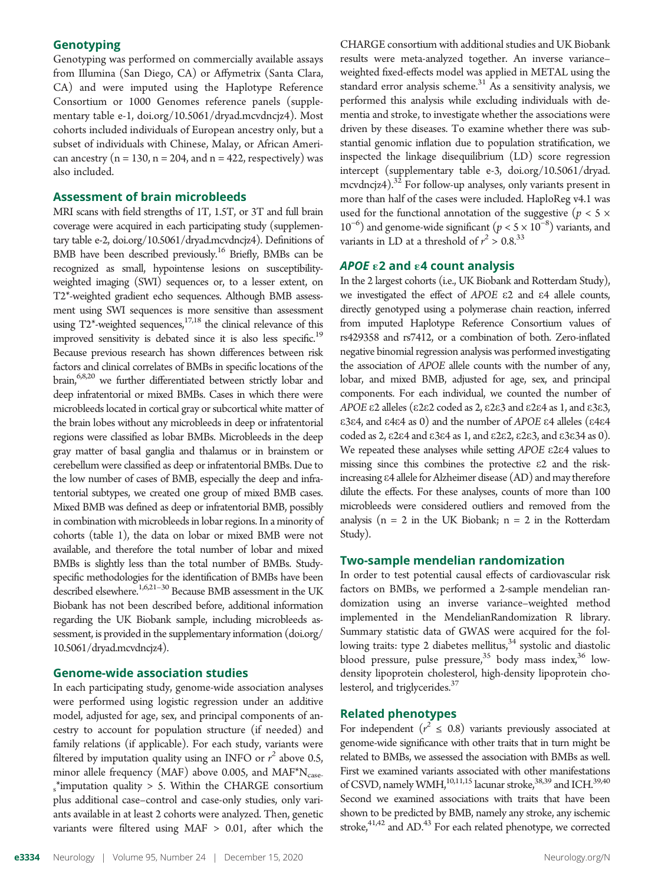## Genotyping

Genotyping was performed on commercially available assays from Illumina (San Diego, CA) or Affymetrix (Santa Clara, CA) and were imputed using the Haplotype Reference Consortium or 1000 Genomes reference panels (supplementary table e-1, doi.org/10.5061/dryad.mcvdncjz4). Most cohorts included individuals of European ancestry only, but a subset of individuals with Chinese, Malay, or African American ancestry (n = 130, n = 204, and n = 422, respectively) was also included.

## Assessment of brain microbleeds

MRI scans with field strengths of 1T, 1.5T, or 3T and full brain coverage were acquired in each participating study (supplementary table e-2, doi.org/10.5061/dryad.mcvdncjz4). Definitions of BMB have been described previously.[16] Briefly, BMBs can be recognized as small, hypointense lesions on susceptibility-weighted imaging (SWI) sequences or, to a lesser extent, on T2*-weighted gradient echo sequences. Although BMB assessment using SWI sequences is more sensitive than assessment using T2*-weighted sequences,[17,18] the clinical relevance of this improved sensitivity is debated since it is also less specific.[19] Because previous research has shown differences between risk factors and clinical correlates of BMBs in specific locations of the brain,[6,8,20] we further differentiated between strictly lobar and deep infratentorial or mixed BMBs. Cases in which there were microbleeds located in cortical gray or subcortical white matter of the brain lobes without any microbleeds in deep or infratentorial regions were classified as lobar BMBs. Microbleeds in the deep gray matter of basal ganglia and thalamus or in brainstem or cerebellum were classified as deep or infratentorial BMBs. Due to the low number of cases of BMB, especially the deep and infratentorial subtypes, we created one group of mixed BMB cases. Mixed BMB was defined as deep or infratentorial BMB, possibly in combination with microbleeds in lobar regions. In a minority of cohorts (table 1), the data on lobar or mixed BMB were not available, and therefore the total number of lobar and mixed BMBs is slightly less than the total number of BMBs. Study-specific methodologies for the identification of BMBs have been described elsewhere.[1,6,21–30] Because BMB assessment in the UK Biobank has not been described before, additional information regarding the UK Biobank sample, including microbleeds assessment, is provided in the supplementary information (doi.org/10.5061/dryad.mcvdncjz4).

## Genome-wide association studies

In each participating study, genome-wide association analyses were performed using logistic regression under an additive model, adjusted for age, sex, and principal components of ancestry to account for population structure (if needed) and family relations (if applicable). For each study, variants were filtered by imputation quality using an INFO or $r^2$ above 0.5, minor allele frequency (MAF) above 0.005, and MAF*$N_{cases}$*imputation quality > 5. Within the CHARGE consortium plus additional case–control and case-only studies, only variants available in at least 2 cohorts were analyzed. Then, genetic variants were filtered using MAF > 0.01, after which the CHARGE consortium with additional studies and UK Biobank results were meta-analyzed together. An inverse variance–weighted fixed-effects model was applied in METAL using the standard error analysis scheme.[31] As a sensitivity analysis, we performed this analysis while excluding individuals with dementia and stroke, to investigate whether the associations were driven by these diseases. To examine whether there was substantial genomic inflation due to population stratification, we inspected the linkage disequilibrium (LD) score regression intercept (supplementary table e-3, doi.org/10.5061/dryad.mcvdncjz4).[32] For follow-up analyses, only variants present in more than half of the cases were included. HaploReg v4.1 was used for the functional annotation of the suggestive ($p < 5 \times 10^{-6}$) and genome-wide significant ($p < 5 \times 10^{-8}$) variants, and variants in LD at a threshold of $r^2 > 0.8$.[33]

## *APOE* ε2 and ε4 count analysis

In the 2 largest cohorts (i.e., UK Biobank and Rotterdam Study), we investigated the effect of *APOE* ε2 and ε4 allele counts, directly genotyped using a polymerase chain reaction, inferred from imputed Haplotype Reference Consortium values of rs429358 and rs7412, or a combination of both. Zero-inflated negative binomial regression analysis was performed investigating the association of *APOE* allele counts with the number of any, lobar, and mixed BMB, adjusted for age, sex, and principal components. For each individual, we counted the number of *APOE* ε2 alleles (ε2ε2 coded as 2, ε2ε3 and ε2ε4 as 1, and ε3ε3, ε3ε4, and ε4ε4 as 0) and the number of *APOE* ε4 alleles (ε4ε4 coded as 2, ε2ε4 and ε3ε4 as 1, and ε2ε2, ε2ε3, and ε3ε34 as 0). We repeated these analyses while setting *APOE* ε2ε4 values to missing since this combines the protective ε2 and the risk-increasing ε4 allele for Alzheimer disease (AD) and may therefore dilute the effects. For these analyses, counts of more than 100 microbleeds were considered outliers and removed from the analysis (n = 2 in the UK Biobank; n = 2 in the Rotterdam Study).

## Two-sample mendelian randomization

In order to test potential causal effects of cardiovascular risk factors on BMBs, we performed a 2-sample mendelian randomization using an inverse variance–weighted method implemented in the MendelianRandomization R library. Summary statistic data of GWAS were acquired for the following traits: type 2 diabetes mellitus,[34] systolic and diastolic blood pressure, pulse pressure,[35] body mass index,[36] low-density lipoprotein cholesterol, high-density lipoprotein cholesterol, and triglycerides.[37]

## Related phenotypes

For independent ($r^2 \leq 0.8$) variants previously associated at genome-wide significance with other traits that in turn might be related to BMBs, we assessed the association with BMBs as well. First we examined variants associated with other manifestations of CSVD, namely WMH,[10,11,15] lacunar stroke,[38,39] and ICH.[39,40] Second we examined associations with traits that have been shown to be predicted by BMB, namely any stroke, any ischemic stroke,[41,42] and AD.[43] For each related phenotype, we corrected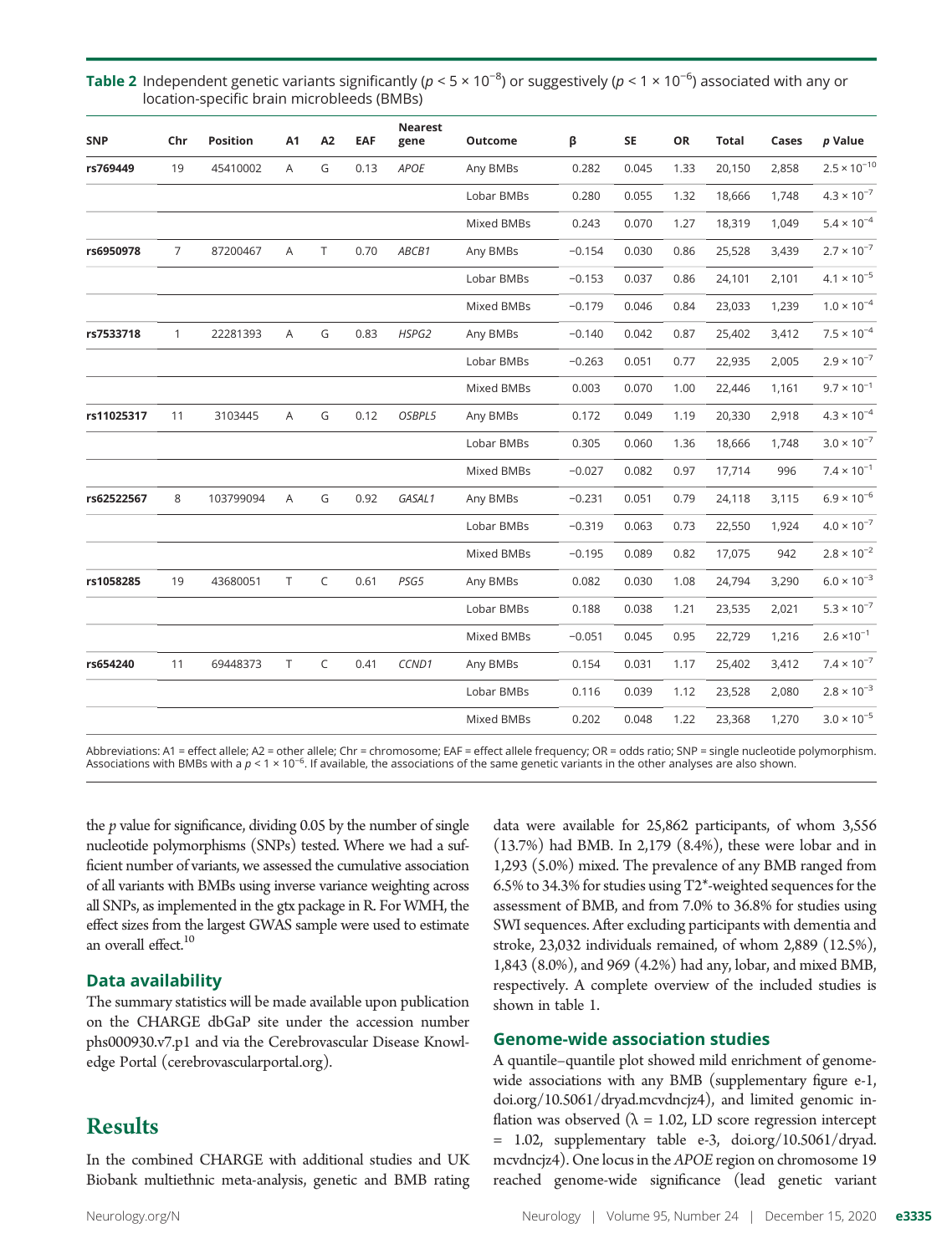**Table 2** Independent genetic variants significantly ($p < 5 \times 10^{-8}$) or suggestively ($p < 1 \times 10^{-6}$) associated with any or location-specific brain microbleeds (BMBs)

| SNP | Chr | Position | A1 | A2 | EAF | Nearest gene | Outcome | β | SE | OR | Total | Cases | p Value |
|---|---|---|---|---|---|---|---|---|---|---|---|---|---|
| **rs769449** | 19 | 45410002 | A | G | 0.13 | *APOE* | Any BMBs | 0.282 | 0.045 | 1.33 | 20,150 | 2,858 | $2.5 \times 10^{-10}$ |
| | | | | | | | Lobar BMBs | 0.280 | 0.055 | 1.32 | 18,666 | 1,748 | $4.3 \times 10^{-7}$ |
| | | | | | | | Mixed BMBs | 0.243 | 0.070 | 1.27 | 18,319 | 1,049 | $5.4 \times 10^{-4}$ |
| **rs6950978** | 7 | 87200467 | A | T | 0.70 | *ABCB1* | Any BMBs | −0.154 | 0.030 | 0.86 | 25,528 | 3,439 | $2.7 \times 10^{-7}$ |
| | | | | | | | Lobar BMBs | −0.153 | 0.037 | 0.86 | 24,101 | 2,101 | $4.1 \times 10^{-5}$ |
| | | | | | | | Mixed BMBs | −0.179 | 0.046 | 0.84 | 23,033 | 1,239 | $1.0 \times 10^{-4}$ |
| **rs7533718** | 1 | 22281393 | A | G | 0.83 | *HSPG2* | Any BMBs | −0.140 | 0.042 | 0.87 | 25,402 | 3,412 | $7.5 \times 10^{-4}$ |
| | | | | | | | Lobar BMBs | −0.263 | 0.051 | 0.77 | 22,935 | 2,005 | $2.9 \times 10^{-7}$ |
| | | | | | | | Mixed BMBs | 0.003 | 0.070 | 1.00 | 22,446 | 1,161 | $9.7 \times 10^{-1}$ |
| **rs11025317** | 11 | 3103445 | A | G | 0.12 | *OSBPL5* | Any BMBs | 0.172 | 0.049 | 1.19 | 20,330 | 2,918 | $4.3 \times 10^{-4}$ |
| | | | | | | | Lobar BMBs | 0.305 | 0.060 | 1.36 | 18,666 | 1,748 | $3.0 \times 10^{-7}$ |
| | | | | | | | Mixed BMBs | −0.027 | 0.082 | 0.97 | 17,714 | 996 | $7.4 \times 10^{-1}$ |
| **rs62522567** | 8 | 103799094 | A | G | 0.92 | *GASAL1* | Any BMBs | −0.231 | 0.051 | 0.79 | 24,118 | 3,115 | $6.9 \times 10^{-6}$ |
| | | | | | | | Lobar BMBs | −0.319 | 0.063 | 0.73 | 22,550 | 1,924 | $4.0 \times 10^{-7}$ |
| | | | | | | | Mixed BMBs | −0.195 | 0.089 | 0.82 | 17,075 | 942 | $2.8 \times 10^{-2}$ |
| **rs1058285** | 19 | 43680051 | T | C | 0.61 | *PSG5* | Any BMBs | 0.082 | 0.030 | 1.08 | 24,794 | 3,290 | $6.0 \times 10^{-3}$ |
| | | | | | | | Lobar BMBs | 0.188 | 0.038 | 1.21 | 23,535 | 2,021 | $5.3 \times 10^{-7}$ |
| | | | | | | | Mixed BMBs | −0.051 | 0.045 | 0.95 | 22,729 | 1,216 | $2.6 \times 10^{-1}$ |
| **rs654240** | 11 | 69448373 | T | C | 0.41 | *CCND1* | Any BMBs | 0.154 | 0.031 | 1.17 | 25,402 | 3,412 | $7.4 \times 10^{-7}$ |
| | | | | | | | Lobar BMBs | 0.116 | 0.039 | 1.12 | 23,528 | 2,080 | $2.8 \times 10^{-3}$ |
| | | | | | | | Mixed BMBs | 0.202 | 0.048 | 1.22 | 23,368 | 1,270 | $3.0 \times 10^{-5}$ |

Abbreviations: A1 = effect allele; A2 = other allele; Chr = chromosome; EAF = effect allele frequency; OR = odds ratio; SNP = single nucleotide polymorphism. Associations with BMBs with a $p < 1 \times 10^{-6}$. If available, the associations of the same genetic variants in the other analyses are also shown.

the *p* value for significance, dividing 0.05 by the number of single nucleotide polymorphisms (SNPs) tested. Where we had a sufficient number of variants, we assessed the cumulative association of all variants with BMBs using inverse variance weighting across all SNPs, as implemented in the gtx package in R. For WMH, the effect sizes from the largest GWAS sample were used to estimate an overall effect.[10]

### Data availability

The summary statistics will be made available upon publication on the CHARGE dbGaP site under the accession number phs000930.v7.p1 and via the Cerebrovascular Disease Knowledge Portal (cerebrovascularportal.org).

## Results

In the combined CHARGE with additional studies and UK Biobank multiethnic meta-analysis, genetic and BMB rating data were available for 25,862 participants, of whom 3,556 (13.7%) had BMB. In 2,179 (8.4%), these were lobar and in 1,293 (5.0%) mixed. The prevalence of any BMB ranged from 6.5% to 34.3% for studies using T2*-weighted sequences for the assessment of BMB, and from 7.0% to 36.8% for studies using SWI sequences. After excluding participants with dementia and stroke, 23,032 individuals remained, of whom 2,889 (12.5%), 1,843 (8.0%), and 969 (4.2%) had any, lobar, and mixed BMB, respectively. A complete overview of the included studies is shown in table 1.

### Genome-wide association studies

A quantile–quantile plot showed mild enrichment of genome-wide associations with any BMB (supplementary figure e-1, doi.org/10.5061/dryad.mcvdncjz4), and limited genomic inflation was observed ($\lambda = 1.02$, LD score regression intercept = 1.02, supplementary table e-3, doi.org/10.5061/dryad.mcvdncjz4). One locus in the *APOE* region on chromosome 19 reached genome-wide significance (lead genetic variant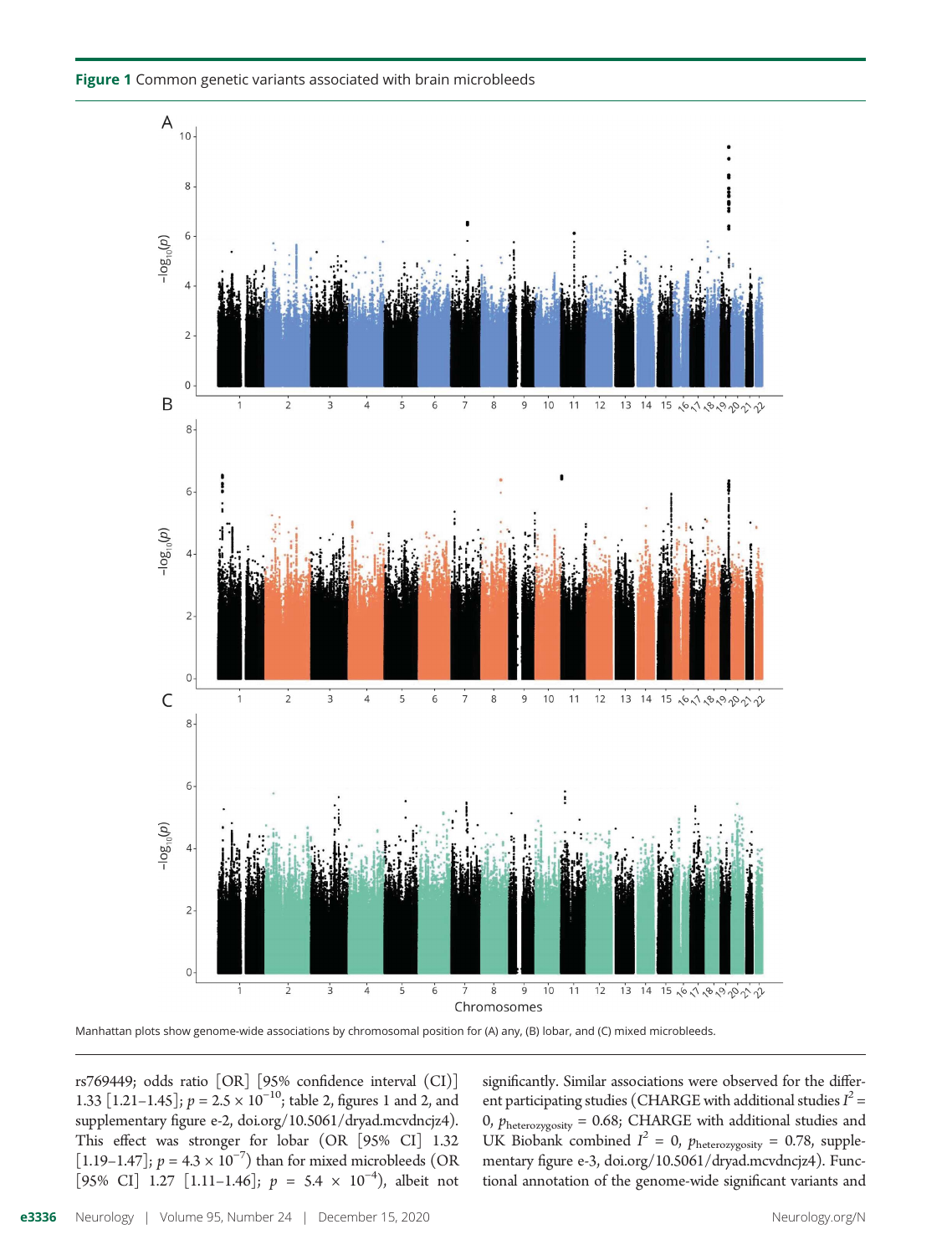**Figure 1** Common genetic variants associated with brain microbleeds

Manhattan plots show genome-wide associations by chromosomal position for (A) any, (B) lobar, and (C) mixed microbleeds.

rs769449; odds ratio [OR] [95% confidence interval (CI)] 1.33 [1.21–1.45]; $p = 2.5 \times 10^{-10}$; table 2, figures 1 and 2, and supplementary figure e-2, doi.org/10.5061/dryad.mcvdncjz4). This effect was stronger for lobar (OR [95% CI] 1.32 [1.19–1.47]; $p = 4.3 \times 10^{-7}$) than for mixed microbleeds (OR [95% CI] 1.27 [1.11–1.46]; $p = 5.4 \times 10^{-4}$), albeit not significantly. Similar associations were observed for the different participating studies (CHARGE with additional studies $I^2 = 0$, $p_{\text{heterozygosity}} = 0.68$; CHARGE with additional studies and UK Biobank combined $I^2 = 0$, $p_{\text{heterozygosity}} = 0.78$, supplementary figure e-3, doi.org/10.5061/dryad.mcvdncjz4). Functional annotation of the genome-wide significant variants and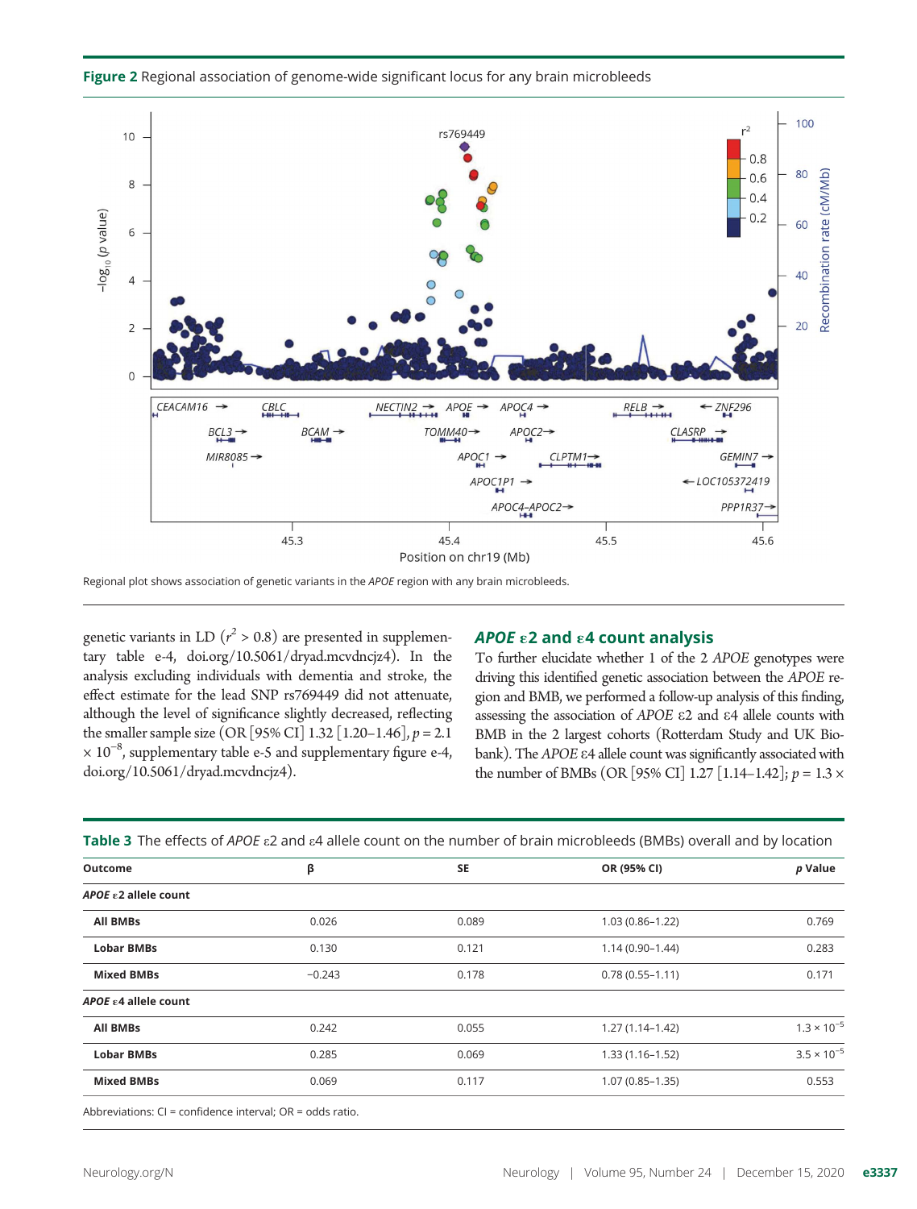**Figure 2** Regional association of genome-wide significant locus for any brain microbleeds

Regional plot shows association of genetic variants in the *APOE* region with any brain microbleeds.

genetic variants in LD ($r^2 > 0.8$) are presented in supplementary table e-4, doi.org/10.5061/dryad.mcvdncjz4). In the analysis excluding individuals with dementia and stroke, the effect estimate for the lead SNP rs769449 did not attenuate, although the level of significance slightly decreased, reflecting the smaller sample size (OR [95% CI] 1.32 [1.20–1.46], $p = 2.1 \times 10^{-8}$, supplementary table e-5 and supplementary figure e-4, doi.org/10.5061/dryad.mcvdncjz4).

### *APOE* ε2 and ε4 count analysis

To further elucidate whether 1 of the 2 *APOE* genotypes were driving this identified genetic association between the *APOE* region and BMB, we performed a follow-up analysis of this finding, assessing the association of *APOE* ε2 and ε4 allele counts with BMB in the 2 largest cohorts (Rotterdam Study and UK Biobank). The *APOE* ε4 allele count was significantly associated with the number of BMBs (OR [95% CI] 1.27 [1.14–1.42]; $p = 1.3 \times$

**Table 3** The effects of *APOE* ε2 and ε4 allele count on the number of brain microbleeds (BMBs) overall and by location

| Outcome | β | SE | OR (95% CI) | *p* Value |
|---|---|---|---|---|
| ***APOE* ε2 allele count** | | | | |
| **All BMBs** | 0.026 | 0.089 | 1.03 (0.86–1.22) | 0.769 |
| **Lobar BMBs** | 0.130 | 0.121 | 1.14 (0.90–1.44) | 0.283 |
| **Mixed BMBs** | −0.243 | 0.178 | 0.78 (0.55–1.11) | 0.171 |
| ***APOE* ε4 allele count** | | | | |
| **All BMBs** | 0.242 | 0.055 | 1.27 (1.14–1.42) | $1.3 \times 10^{-5}$ |
| **Lobar BMBs** | 0.285 | 0.069 | 1.33 (1.16–1.52) | $3.5 \times 10^{-5}$ |
| **Mixed BMBs** | 0.069 | 0.117 | 1.07 (0.85–1.35) | 0.553 |

Abbreviations: CI = confidence interval; OR = odds ratio.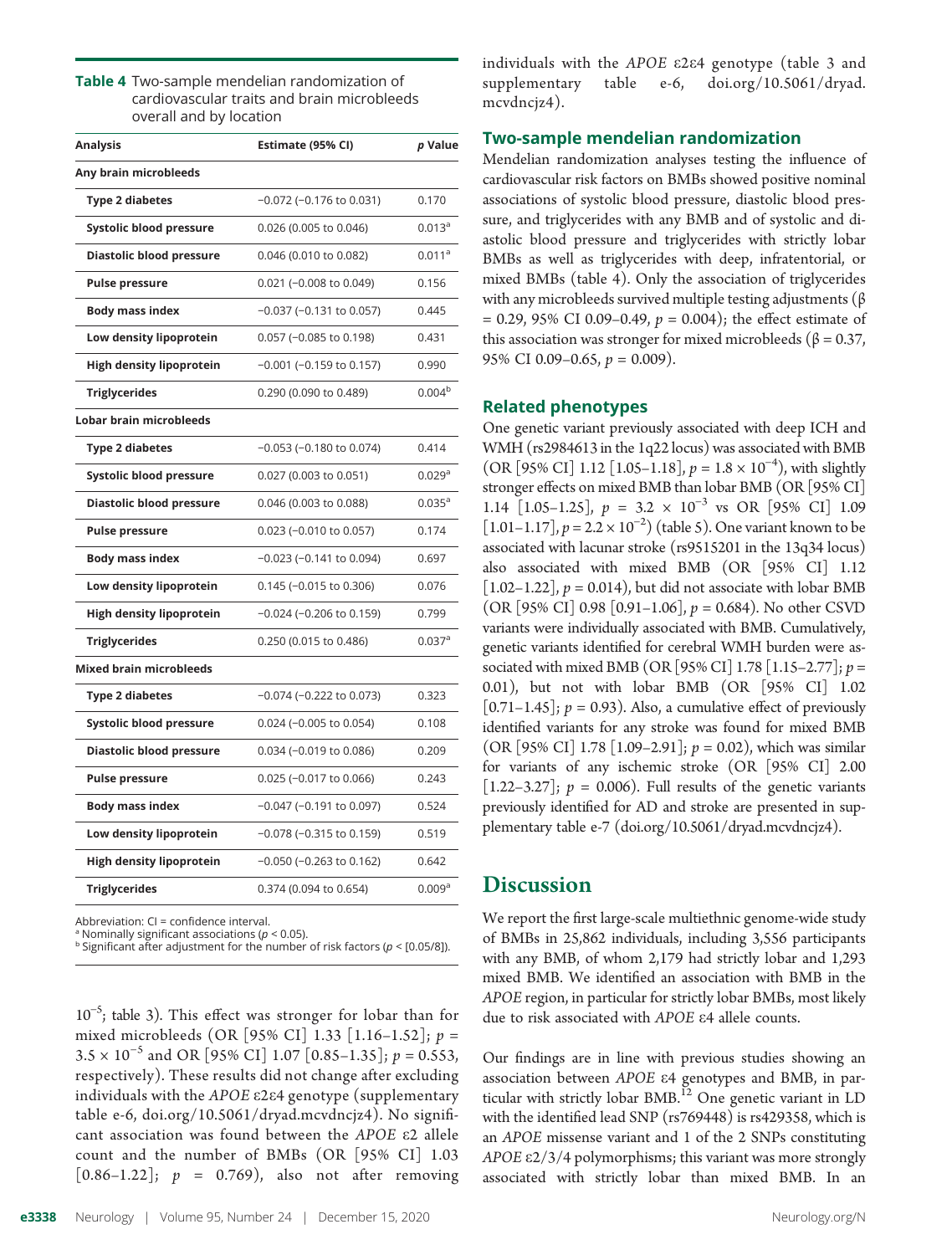**Table 4** Two-sample mendelian randomization of cardiovascular traits and brain microbleeds overall and by location

| Analysis | Estimate (95% CI) | p Value |
|---|---|---|
| **Any brain microbleeds** | | |
| Type 2 diabetes | −0.072 (−0.176 to 0.031) | 0.170 |
| Systolic blood pressure | 0.026 (0.005 to 0.046) | 0.013[a] |
| Diastolic blood pressure | 0.046 (0.010 to 0.082) | 0.011[a] |
| Pulse pressure | 0.021 (−0.008 to 0.049) | 0.156 |
| Body mass index | −0.037 (−0.131 to 0.057) | 0.445 |
| Low density lipoprotein | 0.057 (−0.085 to 0.198) | 0.431 |
| High density lipoprotein | −0.001 (−0.159 to 0.157) | 0.990 |
| Triglycerides | 0.290 (0.090 to 0.489) | 0.004[b] |
| **Lobar brain microbleeds** | | |
| Type 2 diabetes | −0.053 (−0.180 to 0.074) | 0.414 |
| Systolic blood pressure | 0.027 (0.003 to 0.051) | 0.029[a] |
| Diastolic blood pressure | 0.046 (0.003 to 0.088) | 0.035[a] |
| Pulse pressure | 0.023 (−0.010 to 0.057) | 0.174 |
| Body mass index | −0.023 (−0.141 to 0.094) | 0.697 |
| Low density lipoprotein | 0.145 (−0.015 to 0.306) | 0.076 |
| High density lipoprotein | −0.024 (−0.206 to 0.159) | 0.799 |
| Triglycerides | 0.250 (0.015 to 0.486) | 0.037[a] |
| **Mixed brain microbleeds** | | |
| Type 2 diabetes | −0.074 (−0.222 to 0.073) | 0.323 |
| Systolic blood pressure | 0.024 (−0.005 to 0.054) | 0.108 |
| Diastolic blood pressure | 0.034 (−0.019 to 0.086) | 0.209 |
| Pulse pressure | 0.025 (−0.017 to 0.066) | 0.243 |
| Body mass index | −0.047 (−0.191 to 0.097) | 0.524 |
| Low density lipoprotein | −0.078 (−0.315 to 0.159) | 0.519 |
| High density lipoprotein | −0.050 (−0.263 to 0.162) | 0.642 |
| Triglycerides | 0.374 (0.094 to 0.654) | 0.009[a] |

Abbreviation: CI = confidence interval.
[a] Nominally significant associations ($p < 0.05$).
[b] Significant after adjustment for the number of risk factors ($p < [0.05/8]$).

$10^{-5}$; table 3). This effect was stronger for lobar than for mixed microbleeds (OR [95% CI] 1.33 [1.16–1.52]; $p = 3.5 \times 10^{-5}$ and OR [95% CI] 1.07 [0.85–1.35]; $p = 0.553$, respectively). These results did not change after excluding individuals with the *APOE* ε2ε4 genotype (supplementary table e-6, doi.org/10.5061/dryad.mcvdncjz4). No significant association was found between the *APOE* ε2 allele count and the number of BMBs (OR [95% CI] 1.03 [0.86–1.22]; $p = 0.769$), also not after removing individuals with the *APOE* ε2ε4 genotype (table 3 and supplementary table e-6, doi.org/10.5061/dryad.mcvdncjz4).

### Two-sample mendelian randomization

Mendelian randomization analyses testing the influence of cardiovascular risk factors on BMBs showed positive nominal associations of systolic blood pressure, diastolic blood pressure, and triglycerides with any BMB and of systolic and diastolic blood pressure and triglycerides with strictly lobar BMBs as well as triglycerides with deep, infratentorial, or mixed BMBs (table 4). Only the association of triglycerides with any microbleeds survived multiple testing adjustments (β = 0.29, 95% CI 0.09–0.49, $p = 0.004$); the effect estimate of this association was stronger for mixed microbleeds (β = 0.37, 95% CI 0.09–0.65, $p = 0.009$).

### Related phenotypes

One genetic variant previously associated with deep ICH and WMH (rs2984613 in the 1q22 locus) was associated with BMB (OR [95% CI] 1.12 [1.05–1.18], $p = 1.8 \times 10^{-4}$), with slightly stronger effects on mixed BMB than lobar BMB (OR [95% CI] 1.14 [1.05–1.25], $p = 3.2 \times 10^{-3}$ vs OR [95% CI] 1.09 [1.01–1.17], $p = 2.2 \times 10^{-2}$) (table 5). One variant known to be associated with lacunar stroke (rs9515201 in the 13q34 locus) also associated with mixed BMB (OR [95% CI] 1.12 [1.02–1.22], $p = 0.014$), but did not associate with lobar BMB (OR [95% CI] 0.98 [0.91–1.06], $p = 0.684$). No other CSVD variants were individually associated with BMB. Cumulatively, genetic variants identified for cerebral WMH burden were associated with mixed BMB (OR [95% CI] 1.78 [1.15–2.77]; $p = 0.01$), but not with lobar BMB (OR [95% CI] 1.02 [0.71–1.45]; $p = 0.93$). Also, a cumulative effect of previously identified variants for any stroke was found for mixed BMB (OR [95% CI] 1.78 [1.09–2.91]; $p = 0.02$), which was similar for variants of any ischemic stroke (OR [95% CI] 2.00 [1.22–3.27]; $p = 0.006$). Full results of the genetic variants previously identified for AD and stroke are presented in supplementary table e-7 (doi.org/10.5061/dryad.mcvdncjz4).

## Discussion

We report the first large-scale multiethnic genome-wide study of BMBs in 25,862 individuals, including 3,556 participants with any BMB, of whom 2,179 had strictly lobar and 1,293 mixed BMB. We identified an association with BMB in the *APOE* region, in particular for strictly lobar BMBs, most likely due to risk associated with *APOE* ε4 allele counts.

Our findings are in line with previous studies showing an association between *APOE* ε4 genotypes and BMB, in particular with strictly lobar BMB.[12] One genetic variant in LD with the identified lead SNP (rs769448) is rs429358, which is an *APOE* missense variant and 1 of the 2 SNPs constituting *APOE* ε2/3/4 polymorphisms; this variant was more strongly associated with strictly lobar than mixed BMB. In an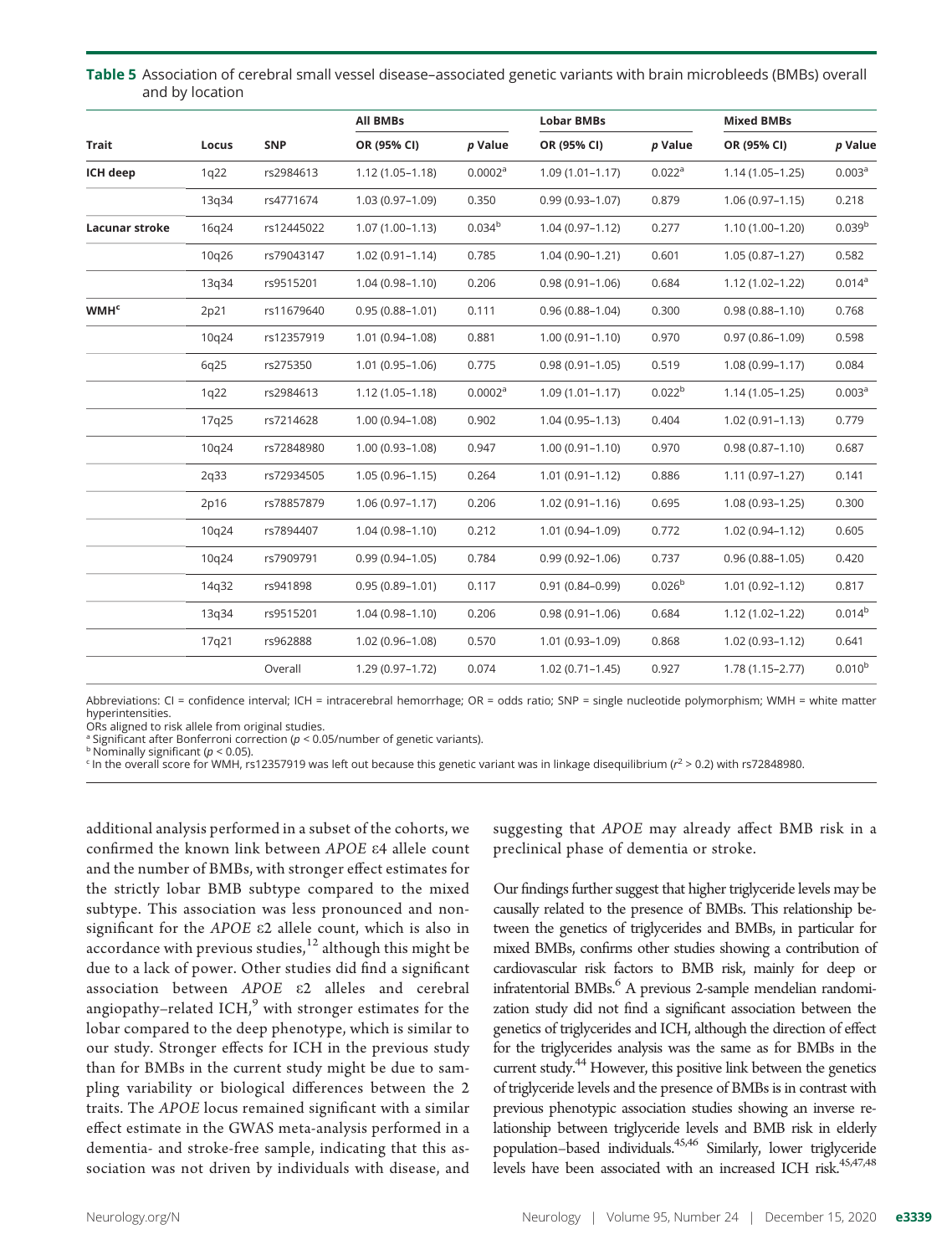**Table 5** Association of cerebral small vessel disease–associated genetic variants with brain microbleeds (BMBs) overall and by location

| Trait | Locus | SNP | All BMBs | | Lobar BMBs | | Mixed BMBs | |
|---|---|---|---|---|---|---|---|---|
| | | | OR (95% CI) | p Value | OR (95% CI) | p Value | OR (95% CI) | p Value |
| **ICH deep** | 1q22 | rs2984613 | 1.12 (1.05–1.18) | 0.0002[a] | 1.09 (1.01–1.17) | 0.022[a] | 1.14 (1.05–1.25) | 0.003[a] |
| | 13q34 | rs4771674 | 1.03 (0.97–1.09) | 0.350 | 0.99 (0.93–1.07) | 0.879 | 1.06 (0.97–1.15) | 0.218 |
| **Lacunar stroke** | 16q24 | rs12445022 | 1.07 (1.00–1.13) | 0.034[b] | 1.04 (0.97–1.12) | 0.277 | 1.10 (1.00–1.20) | 0.039[b] |
| | 10q26 | rs79043147 | 1.02 (0.91–1.14) | 0.785 | 1.04 (0.90–1.21) | 0.601 | 1.05 (0.87–1.27) | 0.582 |
| | 13q34 | rs9515201 | 1.04 (0.98–1.10) | 0.206 | 0.98 (0.91–1.06) | 0.684 | 1.12 (1.02–1.22) | 0.014[a] |
| **WMH[c]** | 2p21 | rs11679640 | 0.95 (0.88–1.01) | 0.111 | 0.96 (0.88–1.04) | 0.300 | 0.98 (0.88–1.10) | 0.768 |
| | 10q24 | rs12357919 | 1.01 (0.94–1.08) | 0.881 | 1.00 (0.91–1.10) | 0.970 | 0.97 (0.86–1.09) | 0.598 |
| | 6q25 | rs275350 | 1.01 (0.95–1.06) | 0.775 | 0.98 (0.91–1.05) | 0.519 | 1.08 (0.99–1.17) | 0.084 |
| | 1q22 | rs2984613 | 1.12 (1.05–1.18) | 0.0002[a] | 1.09 (1.01–1.17) | 0.022[b] | 1.14 (1.05–1.25) | 0.003[a] |
| | 17q25 | rs7214628 | 1.00 (0.94–1.08) | 0.902 | 1.04 (0.95–1.13) | 0.404 | 1.02 (0.91–1.13) | 0.779 |
| | 10q24 | rs72848980 | 1.00 (0.93–1.08) | 0.947 | 1.00 (0.91–1.10) | 0.970 | 0.98 (0.87–1.10) | 0.687 |
| | 2q33 | rs72934505 | 1.05 (0.96–1.15) | 0.264 | 1.01 (0.91–1.12) | 0.886 | 1.11 (0.97–1.27) | 0.141 |
| | 2p16 | rs78857879 | 1.06 (0.97–1.17) | 0.206 | 1.02 (0.91–1.16) | 0.695 | 1.08 (0.93–1.25) | 0.300 |
| | 10q24 | rs7894407 | 1.04 (0.98–1.10) | 0.212 | 1.01 (0.94–1.09) | 0.772 | 1.02 (0.94–1.12) | 0.605 |
| | 10q24 | rs7909791 | 0.99 (0.94–1.05) | 0.784 | 0.99 (0.92–1.06) | 0.737 | 0.96 (0.88–1.05) | 0.420 |
| | 14q32 | rs941898 | 0.95 (0.89–1.01) | 0.117 | 0.91 (0.84–0.99) | 0.026[b] | 1.01 (0.92–1.12) | 0.817 |
| | 13q34 | rs9515201 | 1.04 (0.98–1.10) | 0.206 | 0.98 (0.91–1.06) | 0.684 | 1.12 (1.02–1.22) | 0.014[b] |
| | 17q21 | rs962888 | 1.02 (0.96–1.08) | 0.570 | 1.01 (0.93–1.09) | 0.868 | 1.02 (0.93–1.12) | 0.641 |
| | | Overall | 1.29 (0.97–1.72) | 0.074 | 1.02 (0.71–1.45) | 0.927 | 1.78 (1.15–2.77) | 0.010[b] |

Abbreviations: CI = confidence interval; ICH = intracerebral hemorrhage; OR = odds ratio; SNP = single nucleotide polymorphism; WMH = white matter hyperintensities.
ORs aligned to risk allele from original studies.
[a] Significant after Bonferroni correction ($p < 0.05$/number of genetic variants).
[b] Nominally significant ($p < 0.05$).
[c] In the overall score for WMH, rs12357919 was left out because this genetic variant was in linkage disequilibrium ($r^2 > 0.2$) with rs72848980.

additional analysis performed in a subset of the cohorts, we confirmed the known link between *APOE* ε4 allele count and the number of BMBs, with stronger effect estimates for the strictly lobar BMB subtype compared to the mixed subtype. This association was less pronounced and nonsignificant for the *APOE* ε2 allele count, which is also in accordance with previous studies,[12] although this might be due to a lack of power. Other studies did find a significant association between *APOE* ε2 alleles and cerebral angiopathy–related ICH,[9] with stronger estimates for the lobar compared to the deep phenotype, which is similar to our study. Stronger effects for ICH in the previous study than for BMBs in the current study might be due to sampling variability or biological differences between the 2 traits. The *APOE* locus remained significant with a similar effect estimate in the GWAS meta-analysis performed in a dementia- and stroke-free sample, indicating that this association was not driven by individuals with disease, and suggesting that *APOE* may already affect BMB risk in a preclinical phase of dementia or stroke.

Our findings further suggest that higher triglyceride levels may be causally related to the presence of BMBs. This relationship between the genetics of triglycerides and BMBs, in particular for mixed BMBs, confirms other studies showing a contribution of cardiovascular risk factors to BMB risk, mainly for deep or infratentorial BMBs.[6] A previous 2-sample mendelian randomization study did not find a significant association between the genetics of triglycerides and ICH, although the direction of effect for the triglycerides analysis was the same as for BMBs in the current study.[44] However, this positive link between the genetics of triglyceride levels and the presence of BMBs is in contrast with previous phenotypic association studies showing an inverse relationship between triglyceride levels and BMB risk in elderly population–based individuals.[45,46] Similarly, lower triglyceride levels have been associated with an increased ICH risk.[45,47,48]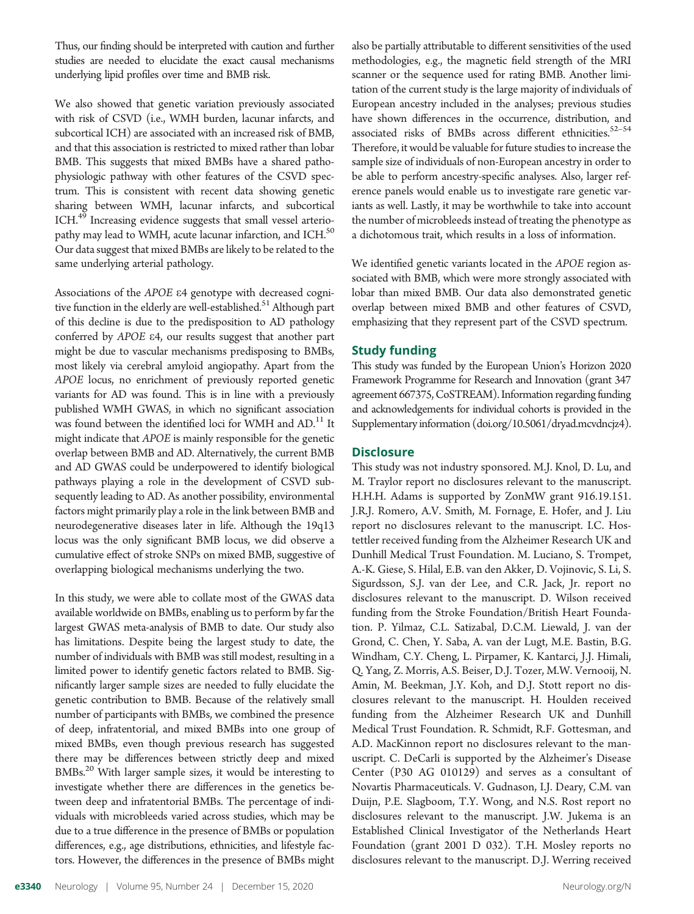Thus, our finding should be interpreted with caution and further studies are needed to elucidate the exact causal mechanisms underlying lipid profiles over time and BMB risk.

We also showed that genetic variation previously associated with risk of CSVD (i.e., WMH burden, lacunar infarcts, and subcortical ICH) are associated with an increased risk of BMB, and that this association is restricted to mixed rather than lobar BMB. This suggests that mixed BMBs have a shared pathophysiologic pathway with other features of the CSVD spectrum. This is consistent with recent data showing genetic sharing between WMH, lacunar infarcts, and subcortical ICH.[49] Increasing evidence suggests that small vessel arteriopathy may lead to WMH, acute lacunar infarction, and ICH.[50] Our data suggest that mixed BMBs are likely to be related to the same underlying arterial pathology.

Associations of the *APOE* ε4 genotype with decreased cognitive function in the elderly are well-established.[51] Although part of this decline is due to the predisposition to AD pathology conferred by *APOE* ε4, our results suggest that another part might be due to vascular mechanisms predisposing to BMBs, most likely via cerebral amyloid angiopathy. Apart from the *APOE* locus, no enrichment of previously reported genetic variants for AD was found. This is in line with a previously published WMH GWAS, in which no significant association was found between the identified loci for WMH and AD.[11] It might indicate that *APOE* is mainly responsible for the genetic overlap between BMB and AD. Alternatively, the current BMB and AD GWAS could be underpowered to identify biological pathways playing a role in the development of CSVD subsequently leading to AD. As another possibility, environmental factors might primarily play a role in the link between BMB and neurodegenerative diseases later in life. Although the 19q13 locus was the only significant BMB locus, we did observe a cumulative effect of stroke SNPs on mixed BMB, suggestive of overlapping biological mechanisms underlying the two.

In this study, we were able to collate most of the GWAS data available worldwide on BMBs, enabling us to perform by far the largest GWAS meta-analysis of BMB to date. Our study also has limitations. Despite being the largest study to date, the number of individuals with BMB was still modest, resulting in a limited power to identify genetic factors related to BMB. Significantly larger sample sizes are needed to fully elucidate the genetic contribution to BMB. Because of the relatively small number of participants with BMBs, we combined the presence of deep, infratentorial, and mixed BMBs into one group of mixed BMBs, even though previous research has suggested there may be differences between strictly deep and mixed BMBs.[20] With larger sample sizes, it would be interesting to investigate whether there are differences in the genetics between deep and infratentorial BMBs. The percentage of individuals with microbleeds varied across studies, which may be due to a true difference in the presence of BMBs or population differences, e.g., age distributions, ethnicities, and lifestyle factors. However, the differences in the presence of BMBs might also be partially attributable to different sensitivities of the used methodologies, e.g., the magnetic field strength of the MRI scanner or the sequence used for rating BMB. Another limitation of the current study is the large majority of individuals of European ancestry included in the analyses; previous studies have shown differences in the occurrence, distribution, and associated risks of BMBs across different ethnicities.[52–54] Therefore, it would be valuable for future studies to increase the sample size of individuals of non-European ancestry in order to be able to perform ancestry-specific analyses. Also, larger reference panels would enable us to investigate rare genetic variants as well. Lastly, it may be worthwhile to take into account the number of microbleeds instead of treating the phenotype as a dichotomous trait, which results in a loss of information.

We identified genetic variants located in the *APOE* region associated with BMB, which were more strongly associated with lobar than mixed BMB. Our data also demonstrated genetic overlap between mixed BMB and other features of CSVD, emphasizing that they represent part of the CSVD spectrum.

## Study funding

This study was funded by the European Union's Horizon 2020 Framework Programme for Research and Innovation (grant 347 agreement 667375, CoSTREAM). Information regarding funding and acknowledgements for individual cohorts is provided in the Supplementary information (doi.org/10.5061/dryad.mcvdncjz4).

## Disclosure

This study was not industry sponsored. M.J. Knol, D. Lu, and M. Traylor report no disclosures relevant to the manuscript. H.H.H. Adams is supported by ZonMW grant 916.19.151. J.R.J. Romero, A.V. Smith, M. Fornage, E. Hofer, and J. Liu report no disclosures relevant to the manuscript. I.C. Hostettler received funding from the Alzheimer Research UK and Dunhill Medical Trust Foundation. M. Luciano, S. Trompet, A.-K. Giese, S. Hilal, E.B. van den Akker, D. Vojinovic, S. Li, S. Sigurdsson, S.J. van der Lee, and C.R. Jack, Jr. report no disclosures relevant to the manuscript. D. Wilson received funding from the Stroke Foundation/British Heart Foundation. P. Yilmaz, C.L. Satizabal, D.C.M. Liewald, J. van der Grond, C. Chen, Y. Saba, A. van der Lugt, M.E. Bastin, B.G. Windham, C.Y. Cheng, L. Pirpamer, K. Kantarci, J.J. Himali, Q. Yang, Z. Morris, A.S. Beiser, D.J. Tozer, M.W. Vernooij, N. Amin, M. Beekman, J.Y. Koh, and D.J. Stott report no disclosures relevant to the manuscript. H. Houlden received funding from the Alzheimer Research UK and Dunhill Medical Trust Foundation. R. Schmidt, R.F. Gottesman, and A.D. MacKinnon report no disclosures relevant to the manuscript. C. DeCarli is supported by the Alzheimer's Disease Center (P30 AG 010129) and serves as a consultant of Novartis Pharmaceuticals. V. Gudnason, I.J. Deary, C.M. van Duijn, P.E. Slagboom, T.Y. Wong, and N.S. Rost report no disclosures relevant to the manuscript. J.W. Jukema is an Established Clinical Investigator of the Netherlands Heart Foundation (grant 2001 D 032). T.H. Mosley reports no disclosures relevant to the manuscript. D.J. Werring received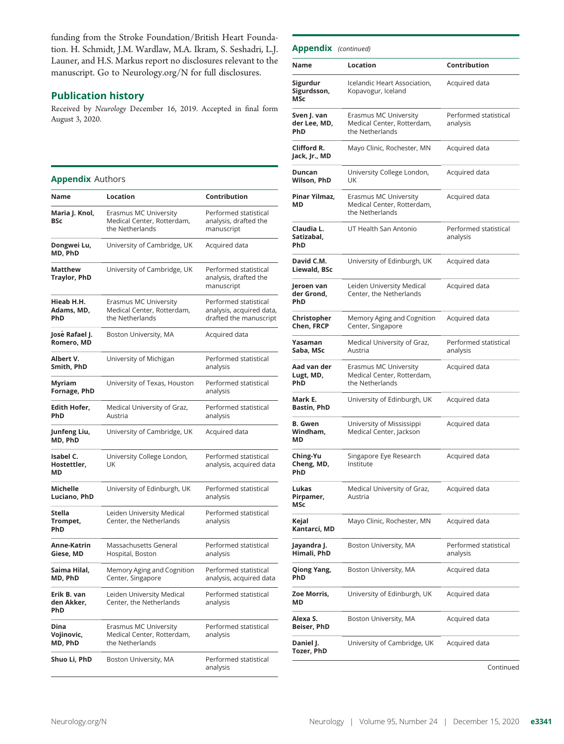funding from the Stroke Foundation/British Heart Foundation. H. Schmidt, J.M. Wardlaw, M.A. Ikram, S. Seshadri, L.J. Launer, and H.S. Markus report no disclosures relevant to the manuscript. Go to Neurology.org/N for full disclosures.

## Publication history

Received by *Neurology* December 16, 2019. Accepted in final form August 3, 2020.

## Appendix Authors

| Name | Location | Contribution |
|---|---|---|
| **Maria J. Knol, BSc** | Erasmus MC University Medical Center, Rotterdam, the Netherlands | Performed statistical analysis, drafted the manuscript |
| **Dongwei Lu, MD, PhD** | University of Cambridge, UK | Acquired data |
| **Matthew Traylor, PhD** | University of Cambridge, UK | Performed statistical analysis, drafted the manuscript |
| **Hieab H.H. Adams, MD, PhD** | Erasmus MC University Medical Center, Rotterdam, the Netherlands | Performed statistical analysis, acquired data, drafted the manuscript |
| **José Rafael J. Romero, MD** | Boston University, MA | Acquired data |
| **Albert V. Smith, PhD** | University of Michigan | Performed statistical analysis |
| **Myriam Fornage, PhD** | University of Texas, Houston | Performed statistical analysis |
| **Edith Hofer, PhD** | Medical University of Graz, Austria | Performed statistical analysis |
| **Junfeng Liu, MD, PhD** | University of Cambridge, UK | Acquired data |
| **Isabel C. Hostettler, MD** | University College London, UK | Performed statistical analysis, acquired data |
| **Michelle Luciano, PhD** | University of Edinburgh, UK | Performed statistical analysis |
| **Stella Trompet, PhD** | Leiden University Medical Center, the Netherlands | Performed statistical analysis |
| **Anne-Katrin Giese, MD** | Massachusetts General Hospital, Boston | Performed statistical analysis |
| **Saima Hilal, MD, PhD** | Memory Aging and Cognition Center, Singapore | Performed statistical analysis, acquired data |
| **Erik B. van den Akker, PhD** | Leiden University Medical Center, the Netherlands | Performed statistical analysis |
| **Dina Vojinovic, MD, PhD** | Erasmus MC University Medical Center, Rotterdam, the Netherlands | Performed statistical analysis |
| **Shuo Li, PhD** | Boston University, MA | Performed statistical analysis |

## Appendix (continued)

| Name | Location | Contribution |
|---|---|---|
| **Sigurdur Sigurdsson, MSc** | Icelandic Heart Association, Kopavogur, Iceland | Acquired data |
| **Sven J. van der Lee, MD, PhD** | Erasmus MC University Medical Center, Rotterdam, the Netherlands | Performed statistical analysis |
| **Clifford R. Jack, Jr., MD** | Mayo Clinic, Rochester, MN | Acquired data |
| **Duncan Wilson, PhD** | University College London, UK | Acquired data |
| **Pinar Yilmaz, MD** | Erasmus MC University Medical Center, Rotterdam, the Netherlands | Acquired data |
| **Claudia L. Satizabal, PhD** | UT Health San Antonio | Performed statistical analysis |
| **David C.M. Liewald, BSc** | University of Edinburgh, UK | Acquired data |
| **Jeroen van der Grond, PhD** | Leiden University Medical Center, the Netherlands | Acquired data |
| **Christopher Chen, FRCP** | Memory Aging and Cognition Center, Singapore | Acquired data |
| **Yasaman Saba, MSc** | Medical University of Graz, Austria | Performed statistical analysis |
| **Aad van der Lugt, MD, PhD** | Erasmus MC University Medical Center, Rotterdam, the Netherlands | Acquired data |
| **Mark E. Bastin, PhD** | University of Edinburgh, UK | Acquired data |
| **B. Gwen Windham, MD** | University of Mississippi Medical Center, Jackson | Acquired data |
| **Ching-Yu Cheng, MD, PhD** | Singapore Eye Research Institute | Acquired data |
| **Lukas Pirpamer, MSc** | Medical University of Graz, Austria | Acquired data |
| **Kejal Kantarci, MD** | Mayo Clinic, Rochester, MN | Acquired data |
| **Jayandra J. Himali, PhD** | Boston University, MA | Performed statistical analysis |
| **Qiong Yang, PhD** | Boston University, MA | Acquired data |
| **Zoe Morris, MD** | University of Edinburgh, UK | Acquired data |
| **Alexa S. Beiser, PhD** | Boston University, MA | Acquired data |
| **Daniel J. Tozer, PhD** | University of Cambridge, UK | Acquired data |

Continued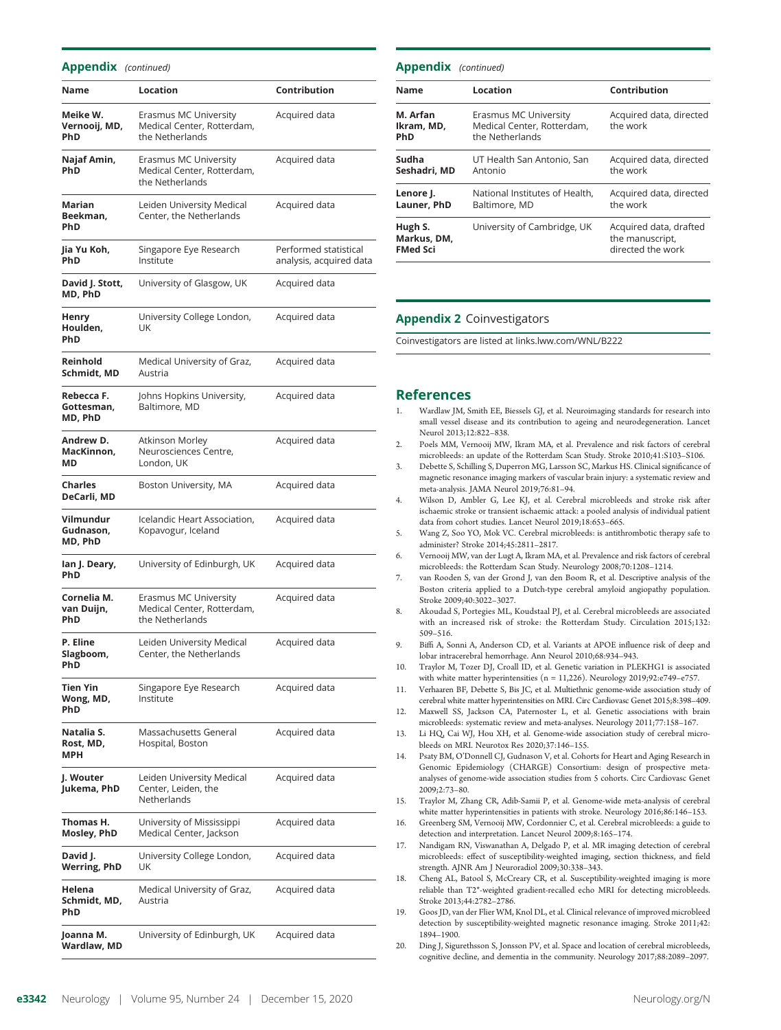## Appendix (continued)

| Name | Location | Contribution |
|---|---|---|
| **Meike W. Vernooij, MD, PhD** | Erasmus MC University Medical Center, Rotterdam, the Netherlands | Acquired data |
| **Najaf Amin, PhD** | Erasmus MC University Medical Center, Rotterdam, the Netherlands | Acquired data |
| **Marian Beekman, PhD** | Leiden University Medical Center, the Netherlands | Acquired data |
| **Jia Yu Koh, PhD** | Singapore Eye Research Institute | Performed statistical analysis, acquired data |
| **David J. Stott, MD, PhD** | University of Glasgow, UK | Acquired data |
| **Henry Houlden, PhD** | University College London, UK | Acquired data |
| **Reinhold Schmidt, MD** | Medical University of Graz, Austria | Acquired data |
| **Rebecca F. Gottesman, MD, PhD** | Johns Hopkins University, Baltimore, MD | Acquired data |
| **Andrew D. MacKinnon, MD** | Atkinson Morley Neurosciences Centre, London, UK | Acquired data |
| **Charles DeCarli, MD** | Boston University, MA | Acquired data |
| **Vilmundur Gudnason, MD, PhD** | Icelandic Heart Association, Kopavogur, Iceland | Acquired data |
| **Ian J. Deary, PhD** | University of Edinburgh, UK | Acquired data |
| **Cornelia M. van Duijn, PhD** | Erasmus MC University Medical Center, Rotterdam, the Netherlands | Acquired data |
| **P. Eline Slagboom, PhD** | Leiden University Medical Center, the Netherlands | Acquired data |
| **Tien Yin Wong, MD, PhD** | Singapore Eye Research Institute | Acquired data |
| **Natalia S. Rost, MD, MPH** | Massachusetts General Hospital, Boston | Acquired data |
| **J. Wouter Jukema, PhD** | Leiden University Medical Center, Leiden, the Netherlands | Acquired data |
| **Thomas H. Mosley, PhD** | University of Mississippi Medical Center, Jackson | Acquired data |
| **David J. Werring, PhD** | University College London, UK | Acquired data |
| **Helena Schmidt, MD, PhD** | Medical University of Graz, Austria | Acquired data |
| **Joanna M. Wardlaw, MD** | University of Edinburgh, UK | Acquired data |
| **M. Arfan Ikram, MD, PhD** | Erasmus MC University Medical Center, Rotterdam, the Netherlands | Acquired data, directed the work |
| **Sudha Seshadri, MD** | UT Health San Antonio, San Antonio | Acquired data, directed the work |
| **Lenore J. Launer, PhD** | National Institutes of Health, Baltimore, MD | Acquired data, directed the work |
| **Hugh S. Markus, DM, FMed Sci** | University of Cambridge, UK | Acquired data, drafted the manuscript, directed the work |

## Appendix 2 Coinvestigators

Coinvestigators are listed at links.lww.com/WNL/B222

## References

1. Wardlaw JM, Smith EE, Biessels GJ, et al. Neuroimaging standards for research into small vessel disease and its contribution to ageing and neurodegeneration. Lancet Neurol 2013;12:822–838.
2. Poels MM, Vernooij MW, Ikram MA, et al. Prevalence and risk factors of cerebral microbleeds: an update of the Rotterdam Scan Study. Stroke 2010;41:S103–S106.
3. Debette S, Schilling S, Duperron MG, Larsson SC, Markus HS. Clinical significance of magnetic resonance imaging markers of vascular brain injury: a systematic review and meta-analysis. JAMA Neurol 2019;76:81–94.
4. Wilson D, Ambler G, Lee KJ, et al. Cerebral microbleeds and stroke risk after ischaemic stroke or transient ischaemic attack: a pooled analysis of individual patient data from cohort studies. Lancet Neurol 2019;18:653–665.
5. Wang Z, Soo YO, Mok VC. Cerebral microbleeds: is antithrombotic therapy safe to administer? Stroke 2014;45:2811–2817.
6. Vernooij MW, van der Lugt A, Ikram MA, et al. Prevalence and risk factors of cerebral microbleeds: the Rotterdam Scan Study. Neurology 2008;70:1208–1214.
7. van Rooden S, van der Grond J, van den Boom R, et al. Descriptive analysis of the Boston criteria applied to a Dutch-type cerebral amyloid angiopathy population. Stroke 2009;40:3022–3027.
8. Akoudad S, Portegies ML, Koudstaal PJ, et al. Cerebral microbleeds are associated with an increased risk of stroke: the Rotterdam Study. Circulation 2015;132:509–516.
9. Biffi A, Sonni A, Anderson CD, et al. Variants at APOE influence risk of deep and lobar intracerebral hemorrhage. Ann Neurol 2010;68:934–943.
10. Traylor M, Tozer DJ, Croall ID, et al. Genetic variation in PLEKHG1 is associated with white matter hyperintensities (n = 11,226). Neurology 2019;92:e749–e757.
11. Verhaaren BF, Debette S, Bis JC, et al. Multiethnic genome-wide association study of cerebral white matter hyperintensities on MRI. Circ Cardiovasc Genet 2015;8:398–409.
12. Maxwell SS, Jackson CA, Paternoster L, et al. Genetic associations with brain microbleeds: systematic review and meta-analyses. Neurology 2011;77:158–167.
13. Li HQ, Cai WJ, Hou XH, et al. Genome-wide association study of cerebral microbleeds on MRI. Neurotox Res 2020;37:146–155.
14. Psaty BM, O'Donnell CJ, Gudnason V, et al. Cohorts for Heart and Aging Research in Genomic Epidemiology (CHARGE) Consortium: design of prospective meta-analyses of genome-wide association studies from 5 cohorts. Circ Cardiovasc Genet 2009;2:73–80.
15. Traylor M, Zhang CR, Adib-Samii P, et al. Genome-wide meta-analysis of cerebral white matter hyperintensities in patients with stroke. Neurology 2016;86:146–153.
16. Greenberg SM, Vernooij MW, Cordonnier C, et al. Cerebral microbleeds: a guide to detection and interpretation. Lancet Neurol 2009;8:165–174.
17. Nandigam RN, Viswanathan A, Delgado P, et al. MR imaging detection of cerebral microbleeds: effect of susceptibility-weighted imaging, section thickness, and field strength. AJNR Am J Neuroradiol 2009;30:338–343.
18. Cheng AL, Batool S, McCreary CR, et al. Susceptibility-weighted imaging is more reliable than T2*-weighted gradient-recalled echo MRI for detecting microbleeds. Stroke 2013;44:2782–2786.
19. Goos JD, van der Flier WM, Knol DL, et al. Clinical relevance of improved microbleed detection by susceptibility-weighted magnetic resonance imaging. Stroke 2011;42:1894–1900.
20. Ding J, Sigurethsson S, Jonsson PV, et al. Space and location of cerebral microbleeds, cognitive decline, and dementia in the community. Neurology 2017;88:2089–2097.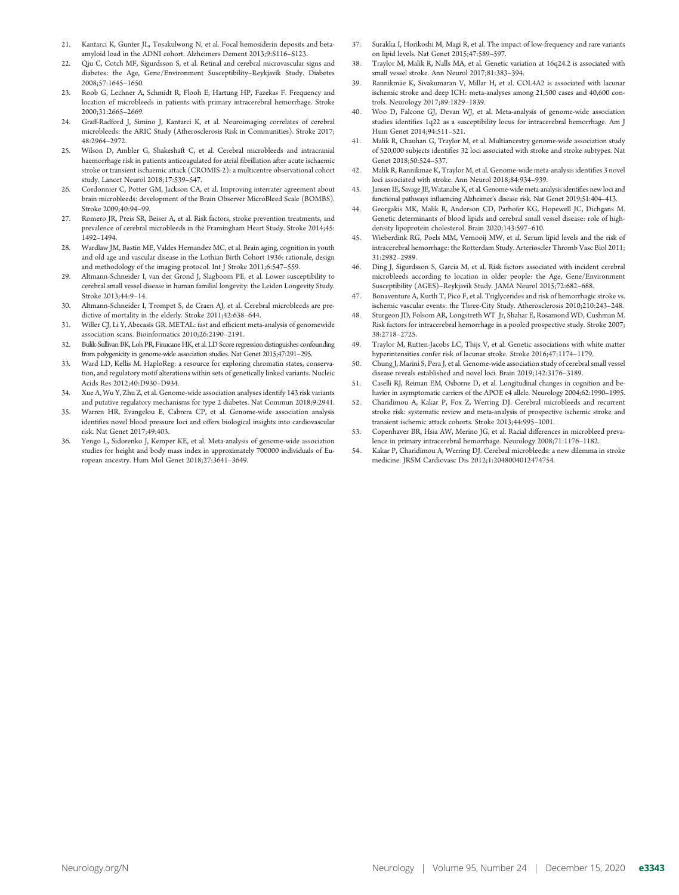21. Kantarci K, Gunter JL, Tosakulwong N, et al. Focal hemosiderin deposits and beta-amyloid load in the ADNI cohort. Alzheimers Dement 2013;9:S116–S123.
22. Qiu C, Cotch MF, Sigurdsson S, et al. Retinal and cerebral microvascular signs and diabetes: the Age, Gene/Environment Susceptibility–Reykjavik Study. Diabetes 2008;57:1645–1650.
23. Roob G, Lechner A, Schmidt R, Flooh E, Hartung HP, Fazekas F. Frequency and location of microbleeds in patients with primary intracerebral hemorrhage. Stroke 2000;31:2665–2669.
24. Graff-Radford J, Simino J, Kantarci K, et al. Neuroimaging correlates of cerebral microbleeds: the ARIC Study (Atherosclerosis Risk in Communities). Stroke 2017;48:2964–2972.
25. Wilson D, Ambler G, Shakeshaft C, et al. Cerebral microbleeds and intracranial haemorrhage risk in patients anticoagulated for atrial fibrillation after acute ischaemic stroke or transient ischaemic attack (CROMIS-2): a multicentre observational cohort study. Lancet Neurol 2018;17:539–547.
26. Cordonnier C, Potter GM, Jackson CA, et al. Improving interrater agreement about brain microbleeds: development of the Brain Observer MicroBleed Scale (BOMBS). Stroke 2009;40:94–99.
27. Romero JR, Preis SR, Beiser A, et al. Risk factors, stroke prevention treatments, and prevalence of cerebral microbleeds in the Framingham Heart Study. Stroke 2014;45:1492–1494.
28. Wardlaw JM, Bastin ME, Valdes Hernandez MC, et al. Brain aging, cognition in youth and old age and vascular disease in the Lothian Birth Cohort 1936: rationale, design and methodology of the imaging protocol. Int J Stroke 2011;6:547–559.
29. Altmann-Schneider I, van der Grond J, Slagboom PE, et al. Lower susceptibility to cerebral small vessel disease in human familial longevity: the Leiden Longevity Study. Stroke 2013;44:9–14.
30. Altmann-Schneider I, Trompet S, de Craen AJ, et al. Cerebral microbleeds are predictive of mortality in the elderly. Stroke 2011;42:638–644.
31. Willer CJ, Li Y, Abecasis GR. METAL: fast and efficient meta-analysis of genomewide association scans. Bioinformatics 2010;26:2190–2191.
32. Bulik-Sullivan BK, Loh PR, Finucane HK, et al. LD Score regression distinguishes confounding from polygenicity in genome-wide association studies. Nat Genet 2015;47:291–295.
33. Ward LD, Kellis M. HaploReg: a resource for exploring chromatin states, conservation, and regulatory motif alterations within sets of genetically linked variants. Nucleic Acids Res 2012;40:D930–D934.
34. Xue A, Wu Y, Zhu Z, et al. Genome-wide association analyses identify 143 risk variants and putative regulatory mechanisms for type 2 diabetes. Nat Commun 2018;9:2941.
35. Warren HR, Evangelou E, Cabrera CP, et al. Genome-wide association analysis identifies novel blood pressure loci and offers biological insights into cardiovascular risk. Nat Genet 2017;49:403.
36. Yengo L, Sidorenko J, Kemper KE, et al. Meta-analysis of genome-wide association studies for height and body mass index in approximately 700000 individuals of European ancestry. Hum Mol Genet 2018;27:3641–3649.
37. Surakka I, Horikoshi M, Magi R, et al. The impact of low-frequency and rare variants on lipid levels. Nat Genet 2015;47:589–597.
38. Traylor M, Malik R, Nalls MA, et al. Genetic variation at 16q24.2 is associated with small vessel stroke. Ann Neurol 2017;81:383–394.
39. Rannikmäe K, Sivakumaran V, Millar H, et al. COL4A2 is associated with lacunar ischemic stroke and deep ICH: meta-analyses among 21,500 cases and 40,600 controls. Neurology 2017;89:1829–1839.
40. Woo D, Falcone GJ, Devan WJ, et al. Meta-analysis of genome-wide association studies identifies 1q22 as a susceptibility locus for intracerebral hemorrhage. Am J Hum Genet 2014;94:511–521.
41. Malik R, Chauhan G, Traylor M, et al. Multiancestry genome-wide association study of 520,000 subjects identifies 32 loci associated with stroke and stroke subtypes. Nat Genet 2018;50:524–537.
42. Malik R, Rannikmae K, Traylor M, et al. Genome-wide meta-analysis identifies 3 novel loci associated with stroke. Ann Neurol 2018;84:934–939.
43. Jansen IE, Savage JE, Watanabe K, et al. Genome-wide meta-analysis identifies new loci and functional pathways influencing Alzheimer's disease risk. Nat Genet 2019;51:404–413.
44. Georgakis MK, Malik R, Anderson CD, Parhofer KG, Hopewell JC, Dichgans M. Genetic determinants of blood lipids and cerebral small vessel disease: role of high-density lipoprotein cholesterol. Brain 2020;143:597–610.
45. Wieberdink RG, Poels MM, Vernooij MW, et al. Serum lipid levels and the risk of intracerebral hemorrhage: the Rotterdam Study. Arterioscler Thromb Vasc Biol 2011;31:2982–2989.
46. Ding J, Sigurdsson S, Garcia M, et al. Risk factors associated with incident cerebral microbleeds according to location in older people: the Age, Gene/Environment Susceptibility (AGES)–Reykjavik Study. JAMA Neurol 2015;72:682–688.
47. Bonaventure A, Kurth T, Pico F, et al. Triglycerides and risk of hemorrhagic stroke vs. ischemic vascular events: the Three-City Study. Atherosclerosis 2010;210:243–248.
48. Sturgeon JD, Folsom AR, Longstreth WT Jr, Shahar E, Rosamond WD, Cushman M. Risk factors for intracerebral hemorrhage in a pooled prospective study. Stroke 2007;38:2718–2725.
49. Traylor M, Rutten-Jacobs LC, Thijs V, et al. Genetic associations with white matter hyperintensities confer risk of lacunar stroke. Stroke 2016;47:1174–1179.
50. Chung J, Marini S, Pera J, et al. Genome-wide association study of cerebral small vessel disease reveals established and novel loci. Brain 2019;142:3176–3189.
51. Caselli RJ, Reiman EM, Osborne D, et al. Longitudinal changes in cognition and behavior in asymptomatic carriers of the APOE e4 allele. Neurology 2004;62:1990–1995.
52. Charidimou A, Kakar P, Fox Z, Werring DJ. Cerebral microbleeds and recurrent stroke risk: systematic review and meta-analysis of prospective ischemic stroke and transient ischemic attack cohorts. Stroke 2013;44:995–1001.
53. Copenhaver BR, Hsia AW, Merino JG, et al. Racial differences in microbleed prevalence in primary intracerebral hemorrhage. Neurology 2008;71:1176–1182.
54. Kakar P, Charidimou A, Werring DJ. Cerebral microbleeds: a new dilemma in stroke medicine. JRSM Cardiovasc Dis 2012;1:2048004012474754.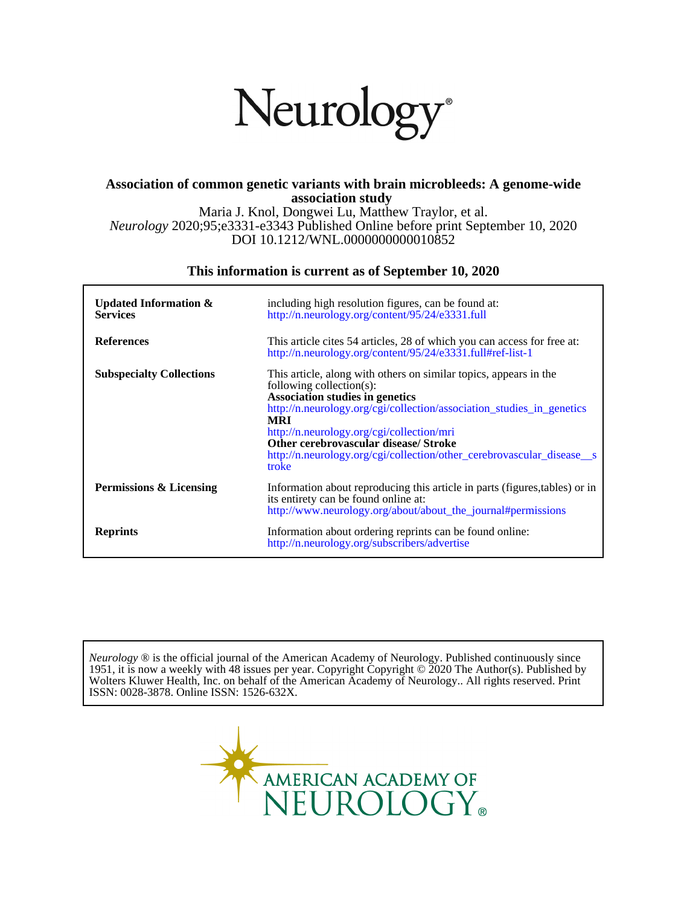# Neurology®

**Association of common genetic variants with brain microbleeds: A genome-wide association study**

Maria J. Knol, Dongwei Lu, Matthew Traylor, et al.

*Neurology* 2020;95;e3331-e3343 Published Online before print September 10, 2020

DOI 10.1212/WNL.0000000000010852

**This information is current as of September 10, 2020**

| | |
|---|---|
| **Updated Information & Services** | including high resolution figures, can be found at: http://n.neurology.org/content/95/24/e3331.full |
| **References** | This article cites 54 articles, 28 of which you can access for free at: http://n.neurology.org/content/95/24/e3331.full#ref-list-1 |
| **Subspecialty Collections** | This article, along with others on similar topics, appears in the following collection(s): **Association studies in genetics** http://n.neurology.org/cgi/collection/association_studies_in_genetics **MRI** http://n.neurology.org/cgi/collection/mri **Other cerebrovascular disease/ Stroke** http://n.neurology.org/cgi/collection/other_cerebrovascular_disease__stroke |
| **Permissions & Licensing** | Information about reproducing this article in parts (figures,tables) or in its entirety can be found online at: http://www.neurology.org/about/about_the_journal#permissions |
| **Reprints** | Information about ordering reprints can be found online: http://n.neurology.org/subscribers/advertise |

*Neurology* ® is the official journal of the American Academy of Neurology. Published continuously since 1951, it is now a weekly with 48 issues per year. Copyright Copyright © 2020 The Author(s). Published by Wolters Kluwer Health, Inc. on behalf of the American Academy of Neurology.. All rights reserved. Print ISSN: 0028-3878. Online ISSN: 1526-632X.

AMERICAN ACADEMY OF NEUROLOGY®